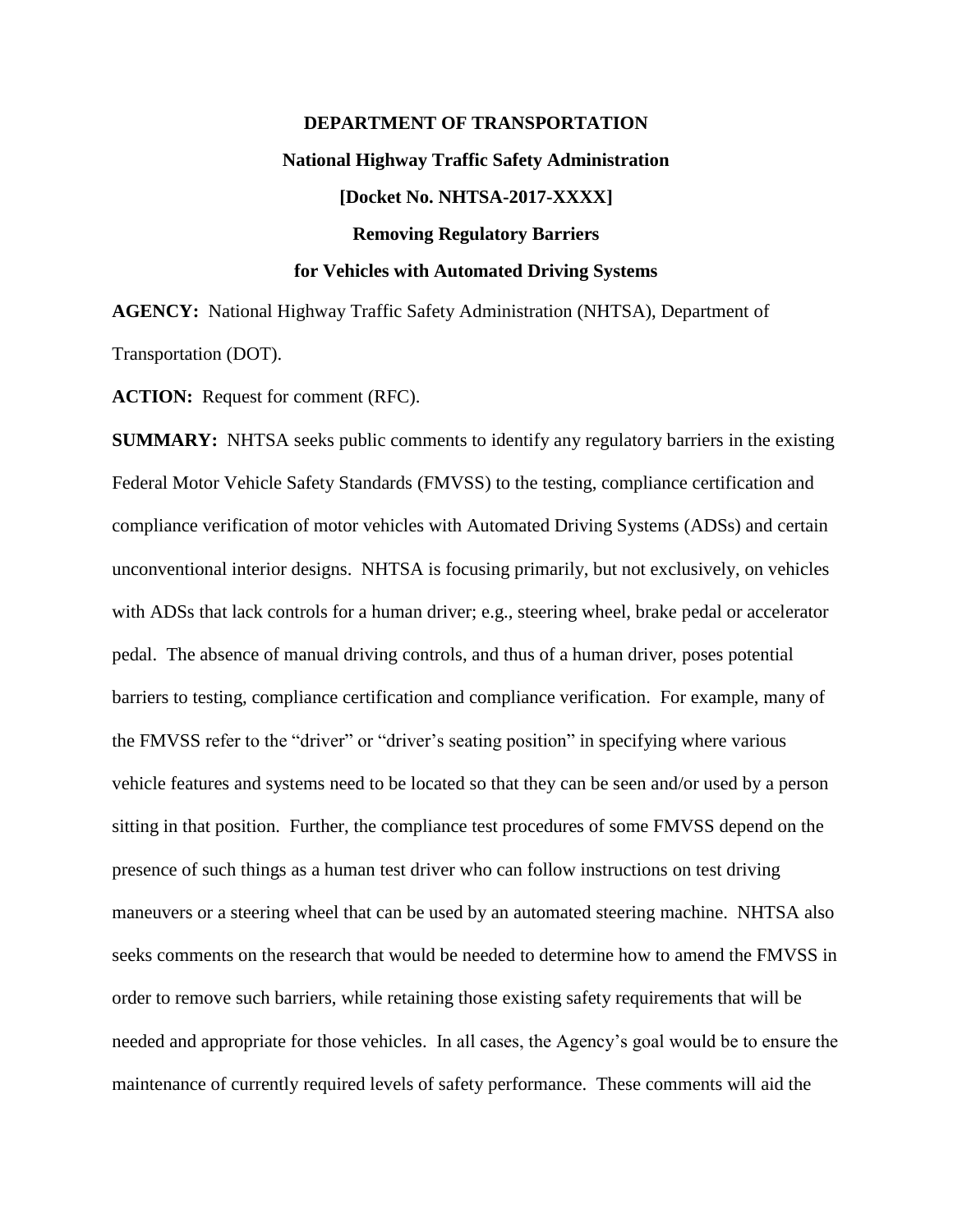**DEPARTMENT OF TRANSPORTATION**

**National Highway Traffic Safety Administration**

**[Docket No. NHTSA-2017-XXXX]**

**Removing Regulatory Barriers**

**for Vehicles with Automated Driving Systems**

**AGENCY:** National Highway Traffic Safety Administration (NHTSA), Department of Transportation (DOT).

**ACTION:** Request for comment (RFC).

**SUMMARY:** NHTSA seeks public comments to identify any regulatory barriers in the existing Federal Motor Vehicle Safety Standards (FMVSS) to the testing, compliance certification and compliance verification of motor vehicles with Automated Driving Systems (ADSs) and certain unconventional interior designs. NHTSA is focusing primarily, but not exclusively, on vehicles with ADSs that lack controls for a human driver; e.g., steering wheel, brake pedal or accelerator pedal. The absence of manual driving controls, and thus of a human driver, poses potential barriers to testing, compliance certification and compliance verification. For example, many of the FMVSS refer to the "driver" or "driver's seating position" in specifying where various vehicle features and systems need to be located so that they can be seen and/or used by a person sitting in that position. Further, the compliance test procedures of some FMVSS depend on the presence of such things as a human test driver who can follow instructions on test driving maneuvers or a steering wheel that can be used by an automated steering machine. NHTSA also seeks comments on the research that would be needed to determine how to amend the FMVSS in order to remove such barriers, while retaining those existing safety requirements that will be needed and appropriate for those vehicles. In all cases, the Agency's goal would be to ensure the maintenance of currently required levels of safety performance. These comments will aid the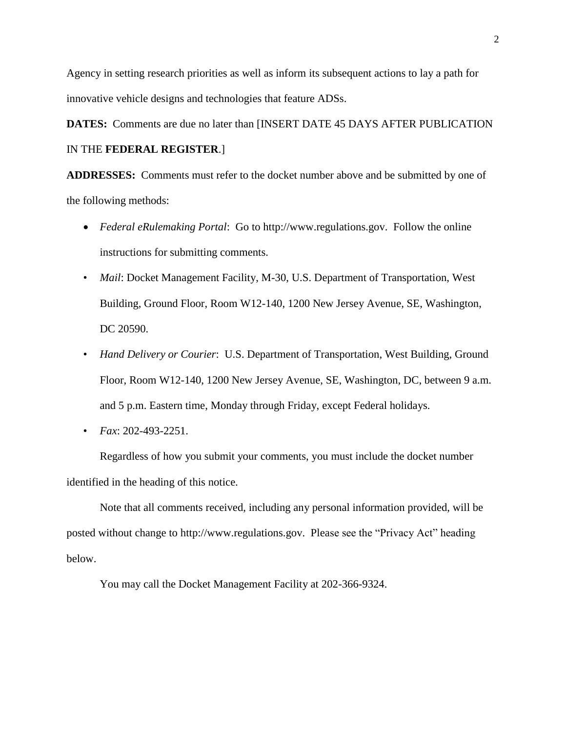Agency in setting research priorities as well as inform its subsequent actions to lay a path for innovative vehicle designs and technologies that feature ADSs.

**DATES:** Comments are due no later than [INSERT DATE 45 DAYS AFTER PUBLICATION IN THE **FEDERAL REGISTER**.]

**ADDRESSES:** Comments must refer to the docket number above and be submitted by one of the following methods:

- *Federal eRulemaking Portal*: Go to http://www.regulations.gov. Follow the online instructions for submitting comments.
- *Mail*: Docket Management Facility, M-30, U.S. Department of Transportation, West Building, Ground Floor, Room W12-140, 1200 New Jersey Avenue, SE, Washington, DC 20590.
- *Hand Delivery or Courier*: U.S. Department of Transportation, West Building, Ground Floor, Room W12-140, 1200 New Jersey Avenue, SE, Washington, DC, between 9 a.m. and 5 p.m. Eastern time, Monday through Friday, except Federal holidays.
- *Fax*: 202-493-2251.

Regardless of how you submit your comments, you must include the docket number identified in the heading of this notice.

Note that all comments received, including any personal information provided, will be posted without change to http://www.regulations.gov. Please see the "Privacy Act" heading below.

You may call the Docket Management Facility at 202-366-9324.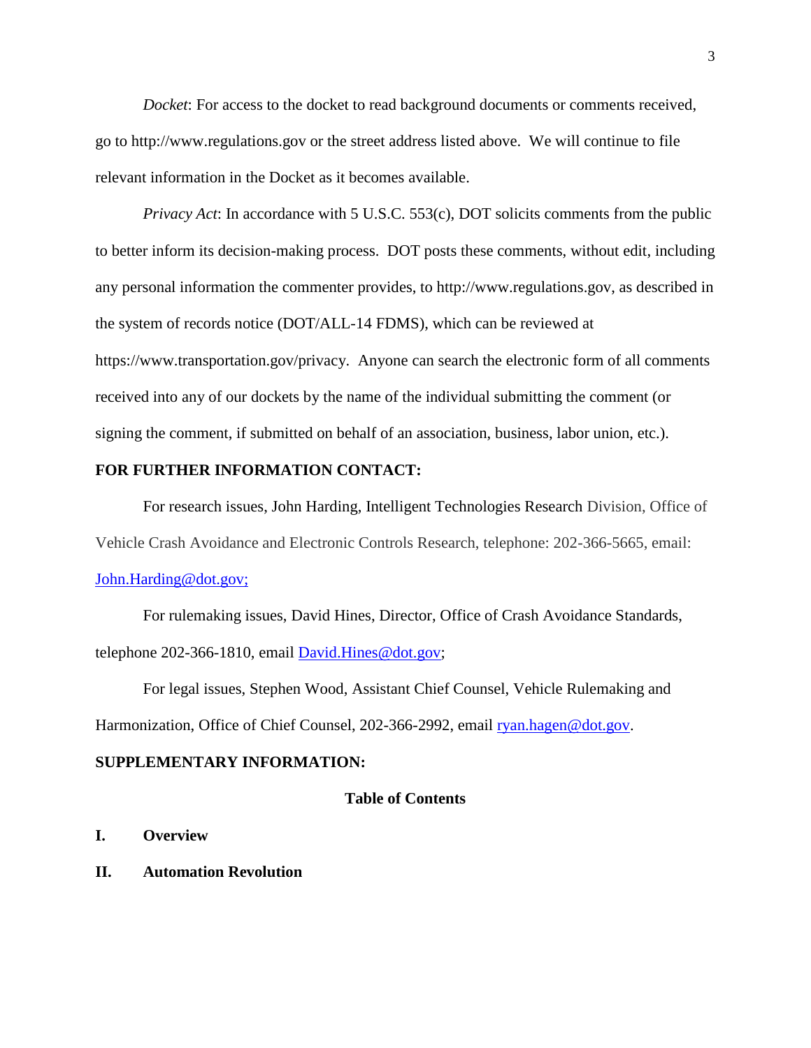*Docket*: For access to the docket to read background documents or comments received, go to http://www.regulations.gov or the street address listed above. We will continue to file relevant information in the Docket as it becomes available.

*Privacy Act*: In accordance with 5 U.S.C. 553(c), DOT solicits comments from the public to better inform its decision-making process. DOT posts these comments, without edit, including any personal information the commenter provides, to http://www.regulations.gov, as described in the system of records notice (DOT/ALL-14 FDMS), which can be reviewed at https://www.transportation.gov/privacy. Anyone can search the electronic form of all comments received into any of our dockets by the name of the individual submitting the comment (or signing the comment, if submitted on behalf of an association, business, labor union, etc.).

**FOR FURTHER INFORMATION CONTACT:**

For research issues, John Harding, Intelligent Technologies Research Division, Office of Vehicle Crash Avoidance and Electronic Controls Research, telephone: 202-366-5665, email: John.Harding@dot.gov;

For rulemaking issues, David Hines, Director, Office of Crash Avoidance Standards, telephone 202-366-1810, email David.Hines@dot.gov;

For legal issues, Stephen Wood, Assistant Chief Counsel, Vehicle Rulemaking and Harmonization, Office of Chief Counsel, 202-366-2992, email ryan.hagen@dot.gov.

**SUPPLEMENTARY INFORMATION:**

**Table of Contents**

**I. Overview**

**II. Automation Revolution**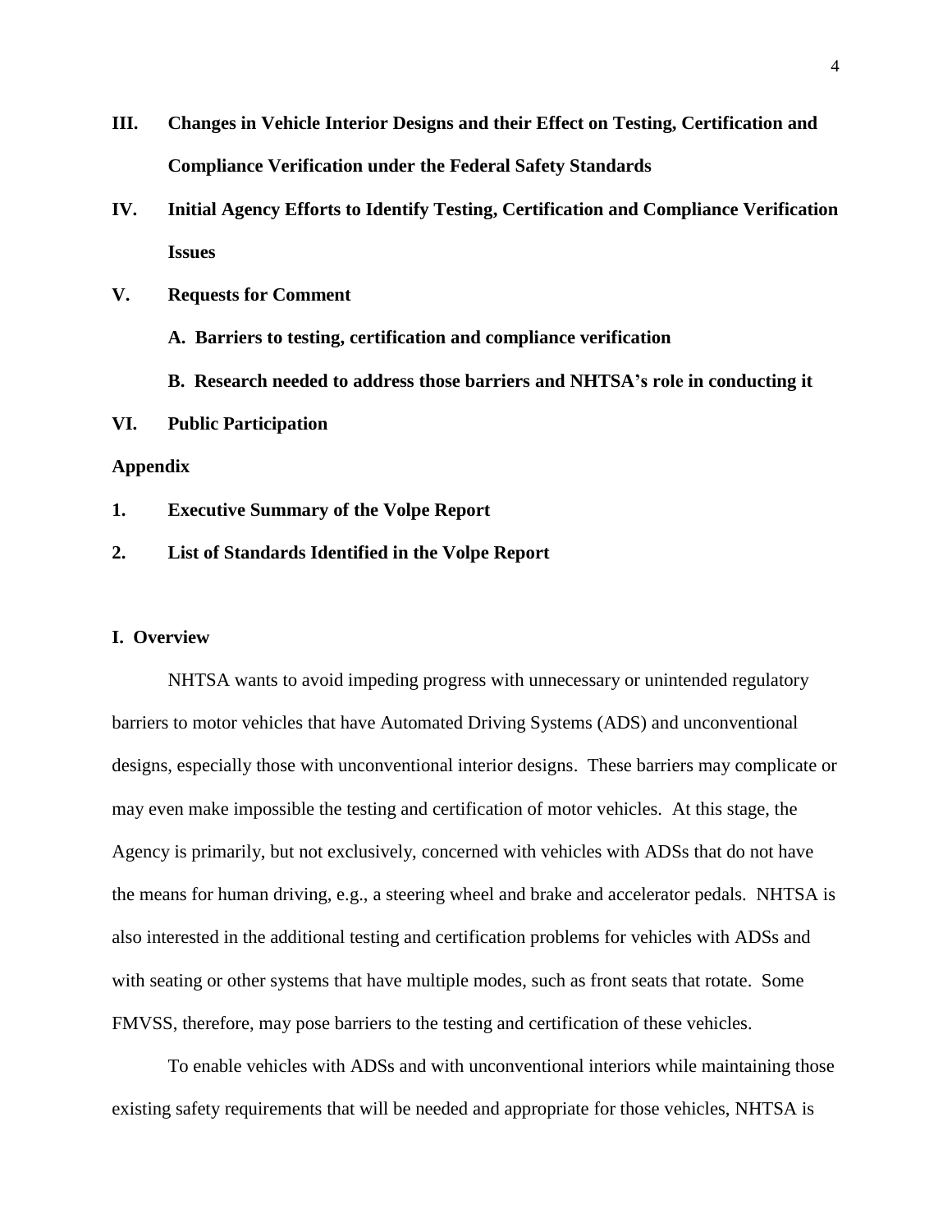**III. Changes in Vehicle Interior Designs and their Effect on Testing, Certification and Compliance Verification under the Federal Safety Standards**

**IV. Initial Agency Efforts to Identify Testing, Certification and Compliance Verification Issues**

**V. Requests for Comment**

**A. Barriers to testing, certification and compliance verification**

**B. Research needed to address those barriers and NHTSA's role in conducting it**

**VI. Public Participation**

**Appendix**

**1. Executive Summary of the Volpe Report**

**2. List of Standards Identified in the Volpe Report**

## I. Overview

NHTSA wants to avoid impeding progress with unnecessary or unintended regulatory barriers to motor vehicles that have Automated Driving Systems (ADS) and unconventional designs, especially those with unconventional interior designs. These barriers may complicate or may even make impossible the testing and certification of motor vehicles. At this stage, the Agency is primarily, but not exclusively, concerned with vehicles with ADSs that do not have the means for human driving, e.g., a steering wheel and brake and accelerator pedals. NHTSA is also interested in the additional testing and certification problems for vehicles with ADSs and with seating or other systems that have multiple modes, such as front seats that rotate. Some FMVSS, therefore, may pose barriers to the testing and certification of these vehicles.

To enable vehicles with ADSs and with unconventional interiors while maintaining those existing safety requirements that will be needed and appropriate for those vehicles, NHTSA is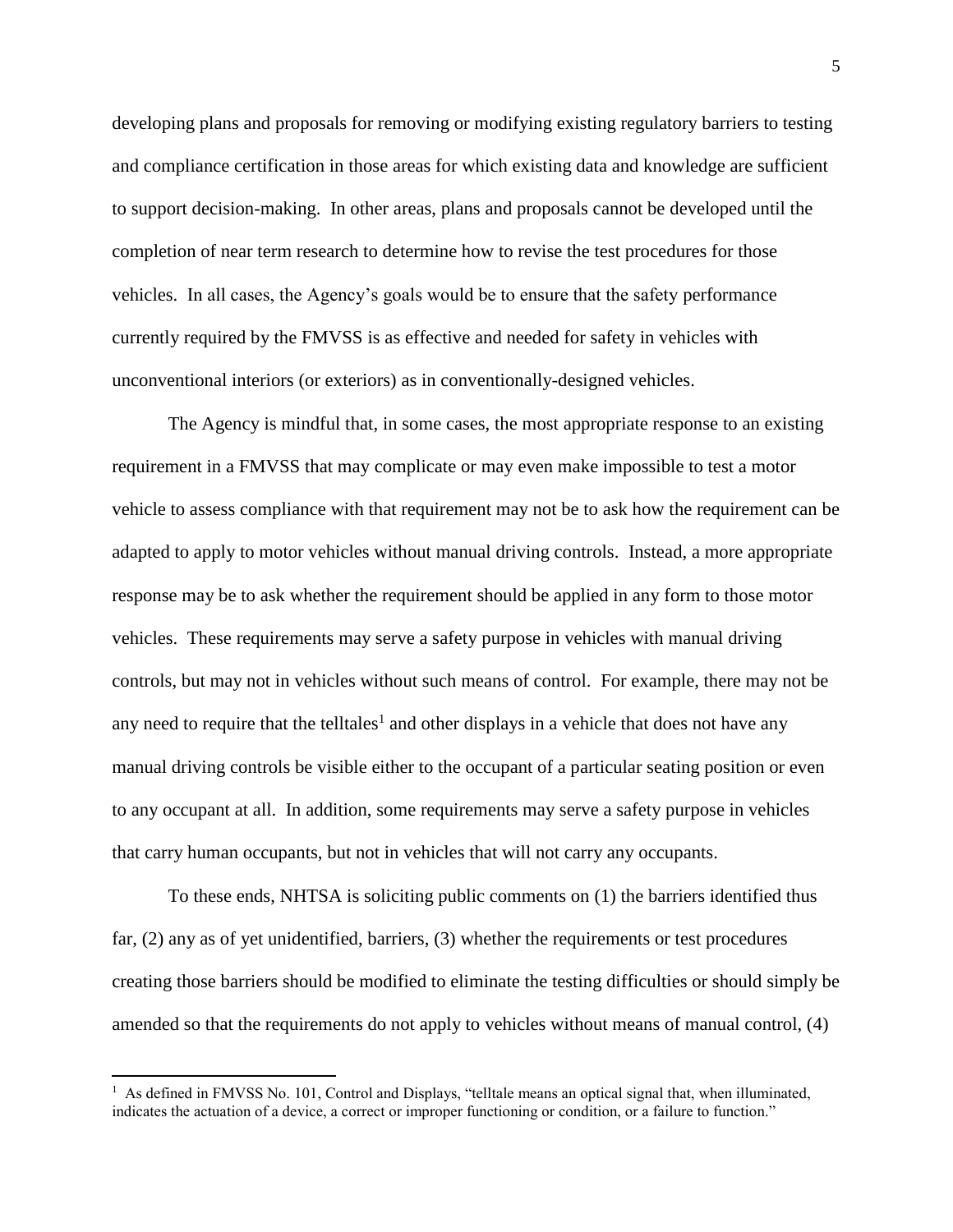developing plans and proposals for removing or modifying existing regulatory barriers to testing and compliance certification in those areas for which existing data and knowledge are sufficient to support decision-making. In other areas, plans and proposals cannot be developed until the completion of near term research to determine how to revise the test procedures for those vehicles. In all cases, the Agency's goals would be to ensure that the safety performance currently required by the FMVSS is as effective and needed for safety in vehicles with unconventional interiors (or exteriors) as in conventionally-designed vehicles.

The Agency is mindful that, in some cases, the most appropriate response to an existing requirement in a FMVSS that may complicate or may even make impossible to test a motor vehicle to assess compliance with that requirement may not be to ask how the requirement can be adapted to apply to motor vehicles without manual driving controls. Instead, a more appropriate response may be to ask whether the requirement should be applied in any form to those motor vehicles. These requirements may serve a safety purpose in vehicles with manual driving controls, but may not in vehicles without such means of control. For example, there may not be any need to require that the telltales[1] and other displays in a vehicle that does not have any manual driving controls be visible either to the occupant of a particular seating position or even to any occupant at all. In addition, some requirements may serve a safety purpose in vehicles that carry human occupants, but not in vehicles that will not carry any occupants.

To these ends, NHTSA is soliciting public comments on (1) the barriers identified thus far, (2) any as of yet unidentified, barriers, (3) whether the requirements or test procedures creating those barriers should be modified to eliminate the testing difficulties or should simply be amended so that the requirements do not apply to vehicles without means of manual control, (4)

[1] As defined in FMVSS No. 101, Control and Displays, "telltale means an optical signal that, when illuminated, indicates the actuation of a device, a correct or improper functioning or condition, or a failure to function."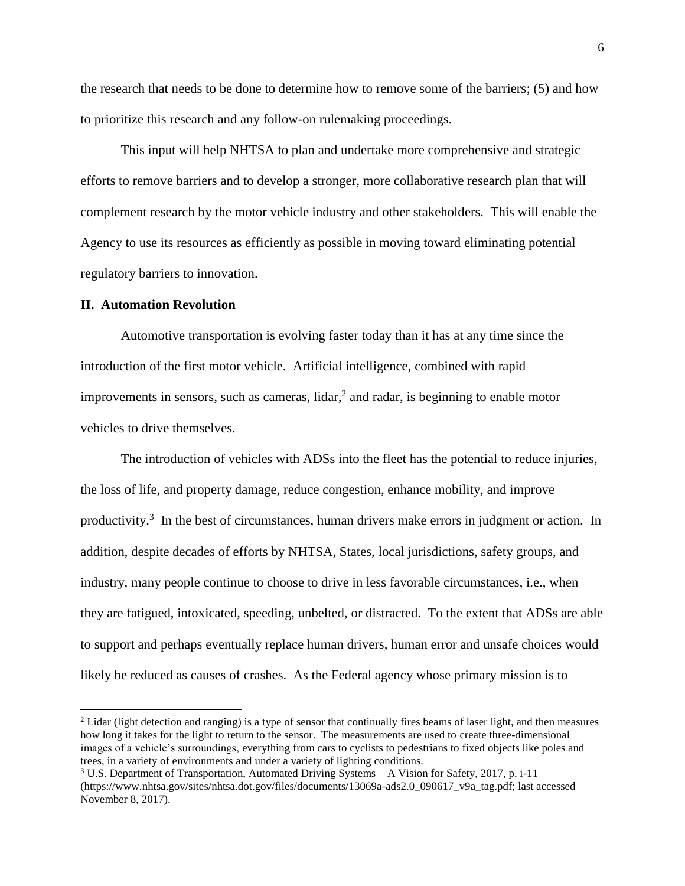the research that needs to be done to determine how to remove some of the barriers; (5) and how to prioritize this research and any follow-on rulemaking proceedings.

This input will help NHTSA to plan and undertake more comprehensive and strategic efforts to remove barriers and to develop a stronger, more collaborative research plan that will complement research by the motor vehicle industry and other stakeholders. This will enable the Agency to use its resources as efficiently as possible in moving toward eliminating potential regulatory barriers to innovation.

## II. Automation Revolution

Automotive transportation is evolving faster today than it has at any time since the introduction of the first motor vehicle. Artificial intelligence, combined with rapid improvements in sensors, such as cameras, lidar,[2] and radar, is beginning to enable motor vehicles to drive themselves.

The introduction of vehicles with ADSs into the fleet has the potential to reduce injuries, the loss of life, and property damage, reduce congestion, enhance mobility, and improve productivity.[3] In the best of circumstances, human drivers make errors in judgment or action. In addition, despite decades of efforts by NHTSA, States, local jurisdictions, safety groups, and industry, many people continue to choose to drive in less favorable circumstances, i.e., when they are fatigued, intoxicated, speeding, unbelted, or distracted. To the extent that ADSs are able to support and perhaps eventually replace human drivers, human error and unsafe choices would likely be reduced as causes of crashes. As the Federal agency whose primary mission is to

---

[2] Lidar (light detection and ranging) is a type of sensor that continually fires beams of laser light, and then measures how long it takes for the light to return to the sensor. The measurements are used to create three-dimensional images of a vehicle's surroundings, everything from cars to cyclists to pedestrians to fixed objects like poles and trees, in a variety of environments and under a variety of lighting conditions.

[3] U.S. Department of Transportation, Automated Driving Systems – A Vision for Safety, 2017, p. i-11 (https://www.nhtsa.gov/sites/nhtsa.dot.gov/files/documents/13069a-ads2.0_090617_v9a_tag.pdf; last accessed November 8, 2017).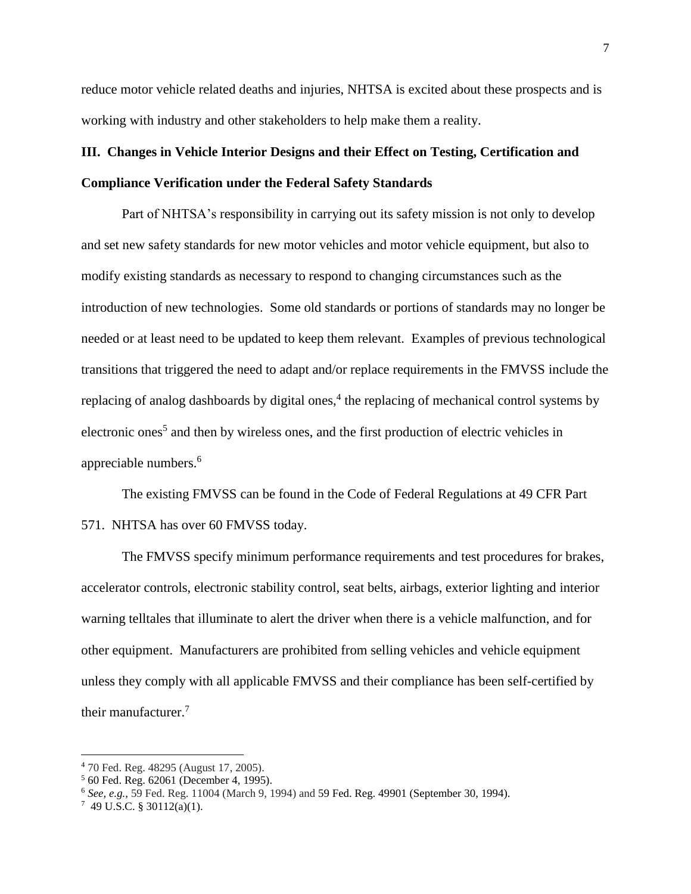reduce motor vehicle related deaths and injuries, NHTSA is excited about these prospects and is working with industry and other stakeholders to help make them a reality.

## III. Changes in Vehicle Interior Designs and their Effect on Testing, Certification and Compliance Verification under the Federal Safety Standards

Part of NHTSA's responsibility in carrying out its safety mission is not only to develop and set new safety standards for new motor vehicles and motor vehicle equipment, but also to modify existing standards as necessary to respond to changing circumstances such as the introduction of new technologies. Some old standards or portions of standards may no longer be needed or at least need to be updated to keep them relevant. Examples of previous technological transitions that triggered the need to adapt and/or replace requirements in the FMVSS include the replacing of analog dashboards by digital ones,[4] the replacing of mechanical control systems by electronic ones[5] and then by wireless ones, and the first production of electric vehicles in appreciable numbers.[6]

The existing FMVSS can be found in the Code of Federal Regulations at 49 CFR Part 571. NHTSA has over 60 FMVSS today.

The FMVSS specify minimum performance requirements and test procedures for brakes, accelerator controls, electronic stability control, seat belts, airbags, exterior lighting and interior warning telltales that illuminate to alert the driver when there is a vehicle malfunction, and for other equipment. Manufacturers are prohibited from selling vehicles and vehicle equipment unless they comply with all applicable FMVSS and their compliance has been self-certified by their manufacturer.[7]

---

[4] 70 Fed. Reg. 48295 (August 17, 2005).

[5] 60 Fed. Reg. 62061 (December 4, 1995).

[6] *See, e.g.,* 59 Fed. Reg. 11004 (March 9, 1994) and 59 Fed. Reg. 49901 (September 30, 1994).

[7] 49 U.S.C. § 30112(a)(1).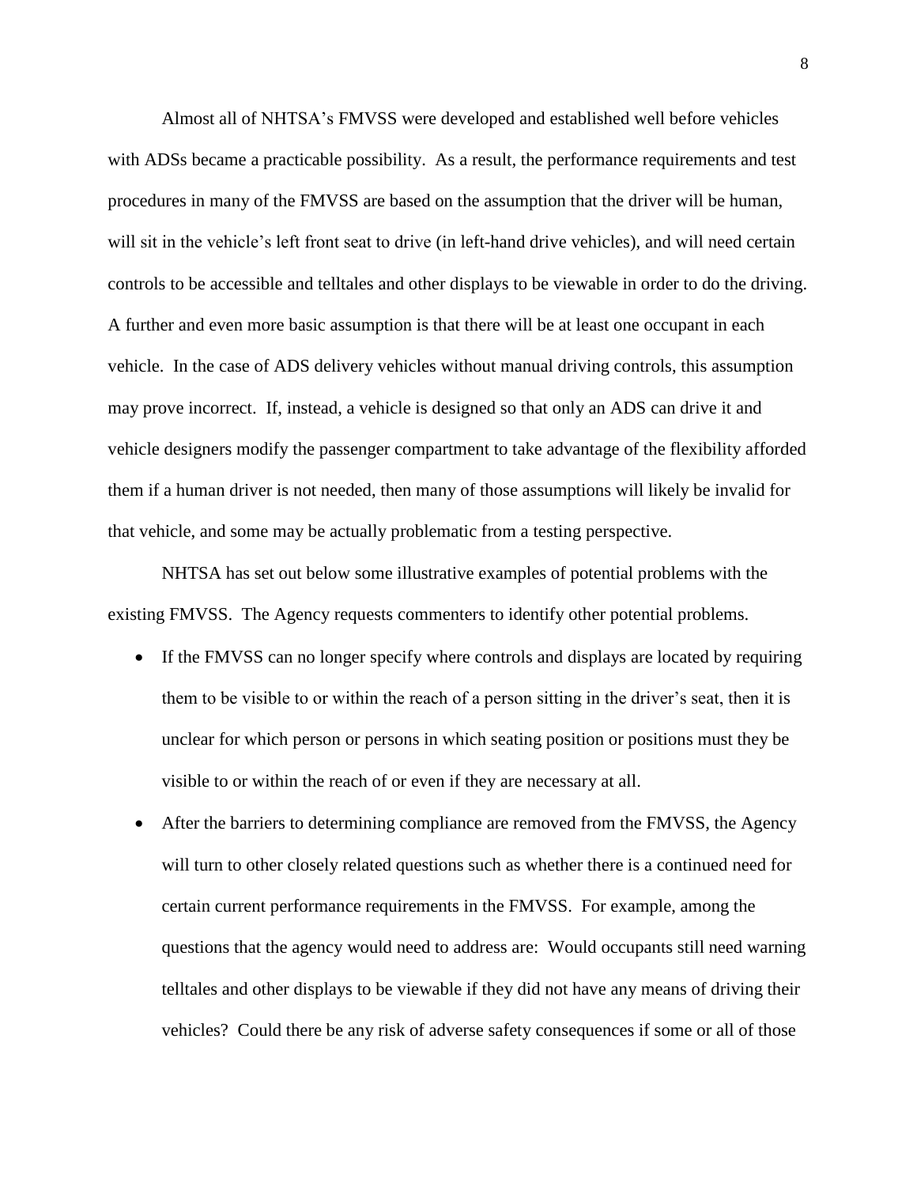Almost all of NHTSA's FMVSS were developed and established well before vehicles with ADSs became a practicable possibility. As a result, the performance requirements and test procedures in many of the FMVSS are based on the assumption that the driver will be human, will sit in the vehicle's left front seat to drive (in left-hand drive vehicles), and will need certain controls to be accessible and telltales and other displays to be viewable in order to do the driving. A further and even more basic assumption is that there will be at least one occupant in each vehicle. In the case of ADS delivery vehicles without manual driving controls, this assumption may prove incorrect. If, instead, a vehicle is designed so that only an ADS can drive it and vehicle designers modify the passenger compartment to take advantage of the flexibility afforded them if a human driver is not needed, then many of those assumptions will likely be invalid for that vehicle, and some may be actually problematic from a testing perspective.

NHTSA has set out below some illustrative examples of potential problems with the existing FMVSS. The Agency requests commenters to identify other potential problems.

- If the FMVSS can no longer specify where controls and displays are located by requiring them to be visible to or within the reach of a person sitting in the driver's seat, then it is unclear for which person or persons in which seating position or positions must they be visible to or within the reach of or even if they are necessary at all.
- After the barriers to determining compliance are removed from the FMVSS, the Agency will turn to other closely related questions such as whether there is a continued need for certain current performance requirements in the FMVSS. For example, among the questions that the agency would need to address are: Would occupants still need warning telltales and other displays to be viewable if they did not have any means of driving their vehicles? Could there be any risk of adverse safety consequences if some or all of those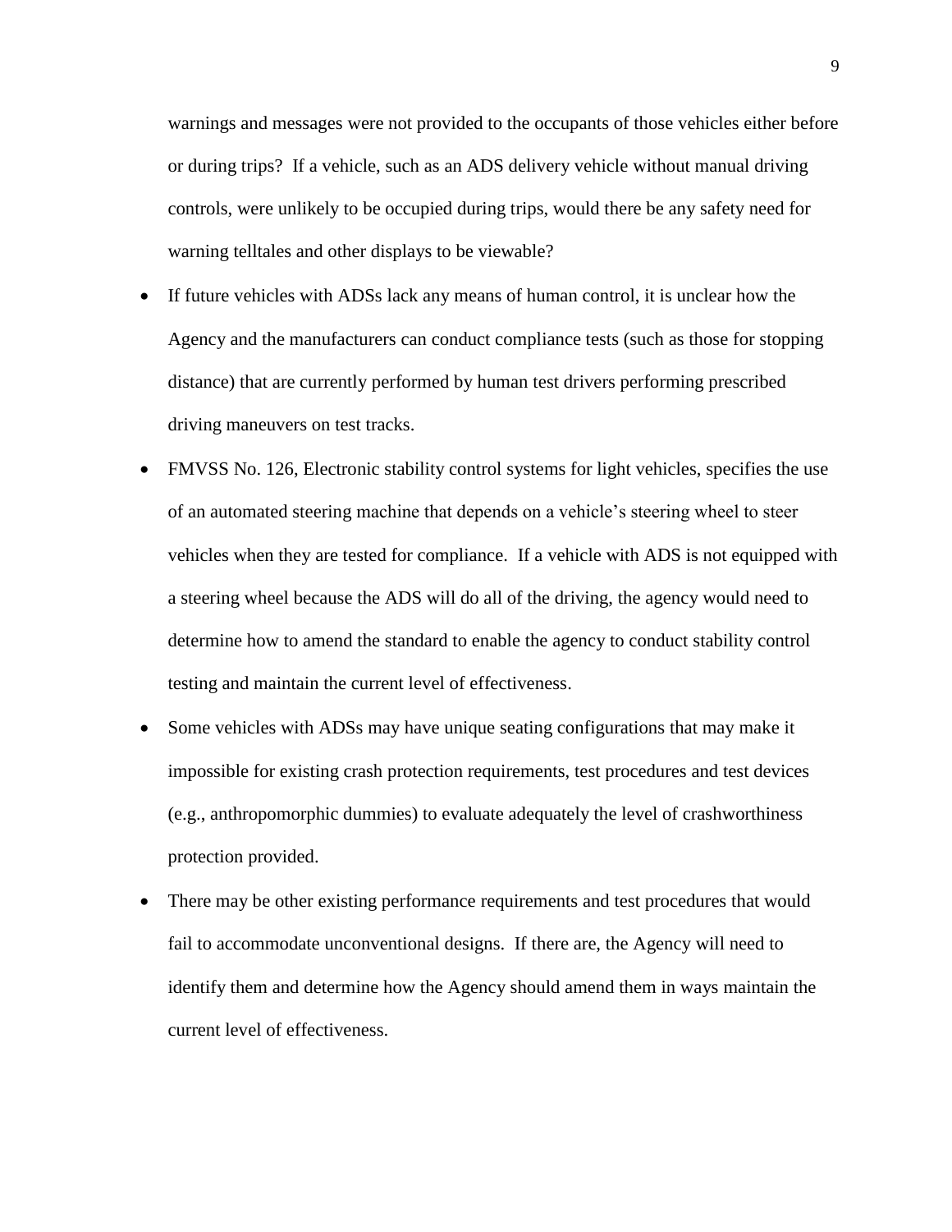warnings and messages were not provided to the occupants of those vehicles either before or during trips? If a vehicle, such as an ADS delivery vehicle without manual driving controls, were unlikely to be occupied during trips, would there be any safety need for warning telltales and other displays to be viewable?

- If future vehicles with ADSs lack any means of human control, it is unclear how the Agency and the manufacturers can conduct compliance tests (such as those for stopping distance) that are currently performed by human test drivers performing prescribed driving maneuvers on test tracks.
- FMVSS No. 126, Electronic stability control systems for light vehicles, specifies the use of an automated steering machine that depends on a vehicle's steering wheel to steer vehicles when they are tested for compliance. If a vehicle with ADS is not equipped with a steering wheel because the ADS will do all of the driving, the agency would need to determine how to amend the standard to enable the agency to conduct stability control testing and maintain the current level of effectiveness.
- Some vehicles with ADSs may have unique seating configurations that may make it impossible for existing crash protection requirements, test procedures and test devices (e.g., anthropomorphic dummies) to evaluate adequately the level of crashworthiness protection provided.
- There may be other existing performance requirements and test procedures that would fail to accommodate unconventional designs. If there are, the Agency will need to identify them and determine how the Agency should amend them in ways maintain the current level of effectiveness.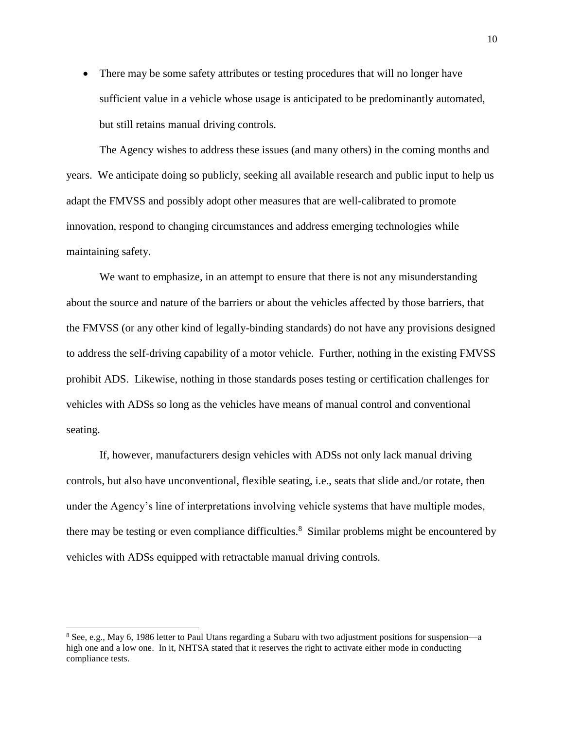- There may be some safety attributes or testing procedures that will no longer have sufficient value in a vehicle whose usage is anticipated to be predominantly automated, but still retains manual driving controls.

The Agency wishes to address these issues (and many others) in the coming months and years. We anticipate doing so publicly, seeking all available research and public input to help us adapt the FMVSS and possibly adopt other measures that are well-calibrated to promote innovation, respond to changing circumstances and address emerging technologies while maintaining safety.

We want to emphasize, in an attempt to ensure that there is not any misunderstanding about the source and nature of the barriers or about the vehicles affected by those barriers, that the FMVSS (or any other kind of legally-binding standards) do not have any provisions designed to address the self-driving capability of a motor vehicle. Further, nothing in the existing FMVSS prohibit ADS. Likewise, nothing in those standards poses testing or certification challenges for vehicles with ADSs so long as the vehicles have means of manual control and conventional seating.

If, however, manufacturers design vehicles with ADSs not only lack manual driving controls, but also have unconventional, flexible seating, i.e., seats that slide and./or rotate, then under the Agency's line of interpretations involving vehicle systems that have multiple modes, there may be testing or even compliance difficulties.[8] Similar problems might be encountered by vehicles with ADSs equipped with retractable manual driving controls.

---

[8] See, e.g., May 6, 1986 letter to Paul Utans regarding a Subaru with two adjustment positions for suspension—a high one and a low one. In it, NHTSA stated that it reserves the right to activate either mode in conducting compliance tests.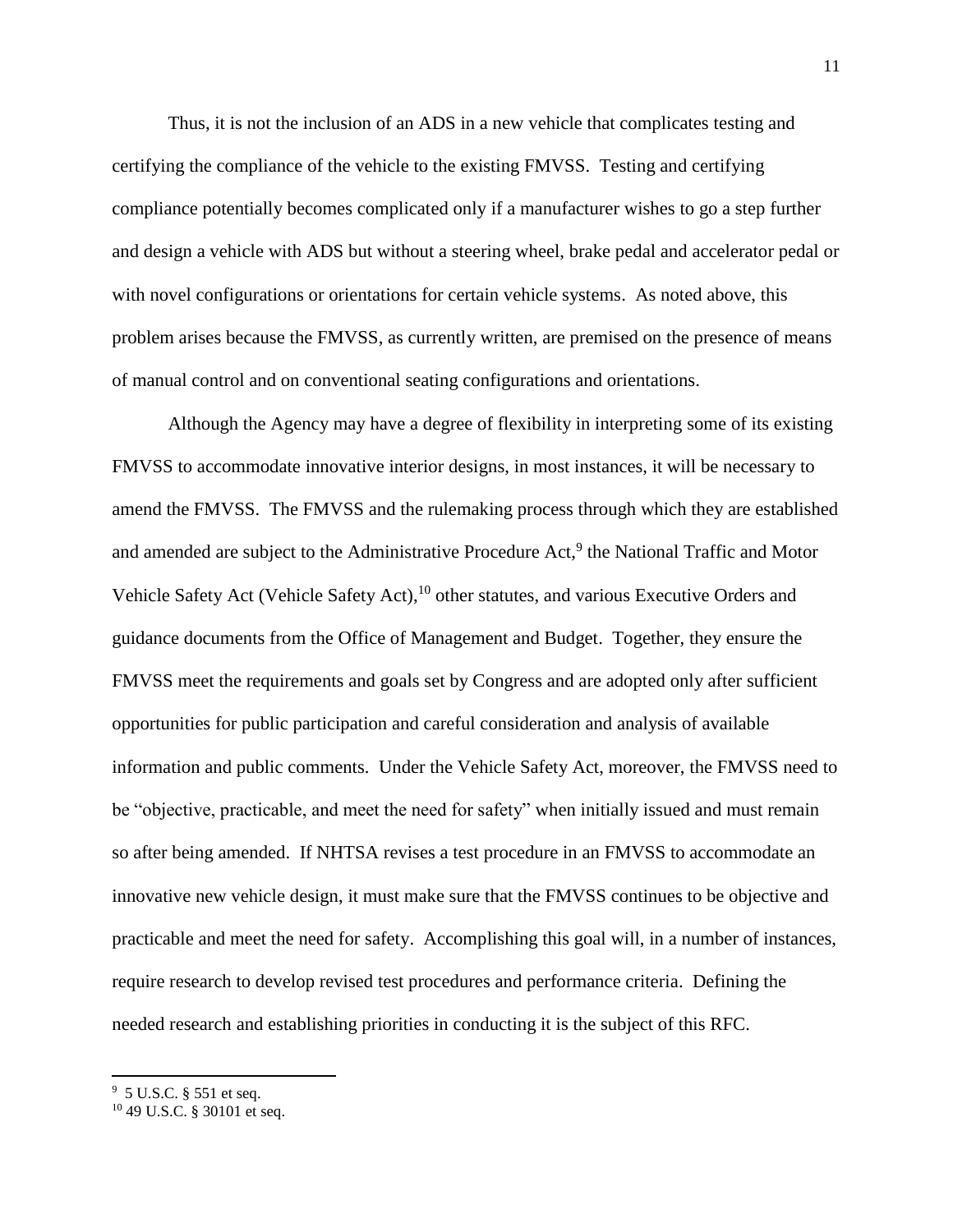Thus, it is not the inclusion of an ADS in a new vehicle that complicates testing and certifying the compliance of the vehicle to the existing FMVSS. Testing and certifying compliance potentially becomes complicated only if a manufacturer wishes to go a step further and design a vehicle with ADS but without a steering wheel, brake pedal and accelerator pedal or with novel configurations or orientations for certain vehicle systems. As noted above, this problem arises because the FMVSS, as currently written, are premised on the presence of means of manual control and on conventional seating configurations and orientations.

Although the Agency may have a degree of flexibility in interpreting some of its existing FMVSS to accommodate innovative interior designs, in most instances, it will be necessary to amend the FMVSS. The FMVSS and the rulemaking process through which they are established and amended are subject to the Administrative Procedure Act,[9] the National Traffic and Motor Vehicle Safety Act (Vehicle Safety Act),[10] other statutes, and various Executive Orders and guidance documents from the Office of Management and Budget. Together, they ensure the FMVSS meet the requirements and goals set by Congress and are adopted only after sufficient opportunities for public participation and careful consideration and analysis of available information and public comments. Under the Vehicle Safety Act, moreover, the FMVSS need to be "objective, practicable, and meet the need for safety" when initially issued and must remain so after being amended. If NHTSA revises a test procedure in an FMVSS to accommodate an innovative new vehicle design, it must make sure that the FMVSS continues to be objective and practicable and meet the need for safety. Accomplishing this goal will, in a number of instances, require research to develop revised test procedures and performance criteria. Defining the needed research and establishing priorities in conducting it is the subject of this RFC.

[9] 5 U.S.C. § 551 et seq.

[10] 49 U.S.C. § 30101 et seq.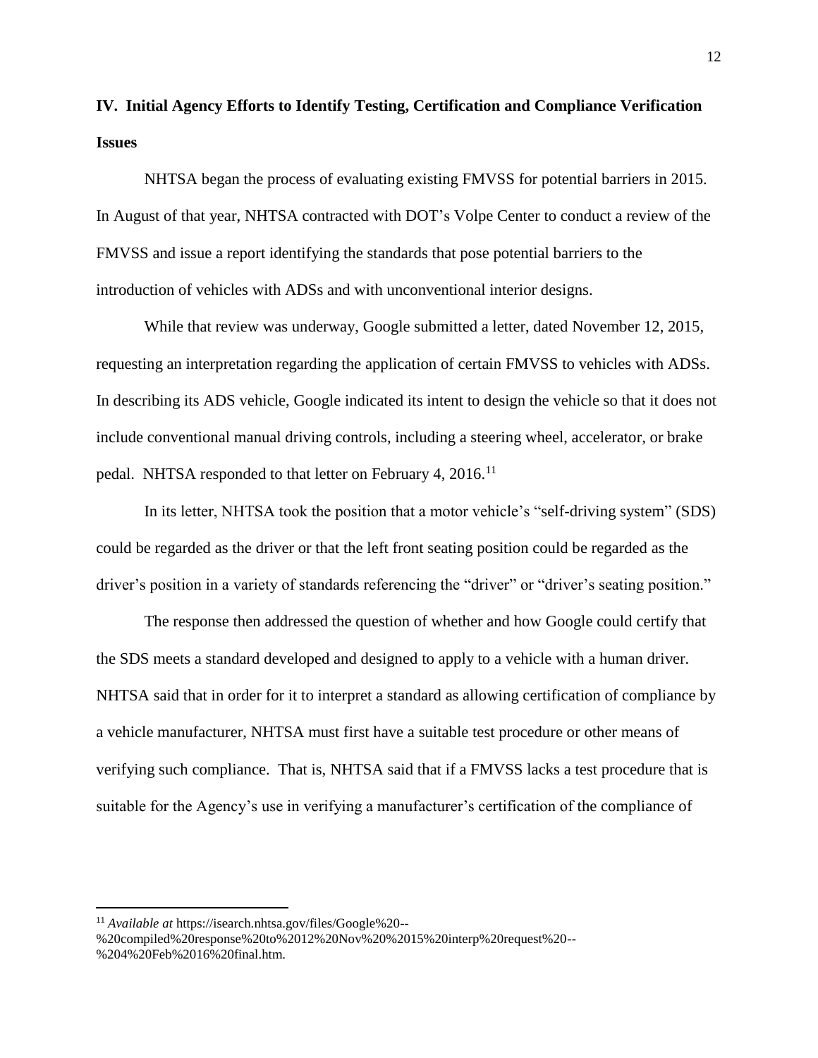## IV. Initial Agency Efforts to Identify Testing, Certification and Compliance Verification Issues

NHTSA began the process of evaluating existing FMVSS for potential barriers in 2015. In August of that year, NHTSA contracted with DOT's Volpe Center to conduct a review of the FMVSS and issue a report identifying the standards that pose potential barriers to the introduction of vehicles with ADSs and with unconventional interior designs.

While that review was underway, Google submitted a letter, dated November 12, 2015, requesting an interpretation regarding the application of certain FMVSS to vehicles with ADSs. In describing its ADS vehicle, Google indicated its intent to design the vehicle so that it does not include conventional manual driving controls, including a steering wheel, accelerator, or brake pedal. NHTSA responded to that letter on February 4, 2016.[11]

In its letter, NHTSA took the position that a motor vehicle's "self-driving system" (SDS) could be regarded as the driver or that the left front seating position could be regarded as the driver's position in a variety of standards referencing the "driver" or "driver's seating position."

The response then addressed the question of whether and how Google could certify that the SDS meets a standard developed and designed to apply to a vehicle with a human driver. NHTSA said that in order for it to interpret a standard as allowing certification of compliance by a vehicle manufacturer, NHTSA must first have a suitable test procedure or other means of verifying such compliance. That is, NHTSA said that if a FMVSS lacks a test procedure that is suitable for the Agency's use in verifying a manufacturer's certification of the compliance of

[11] *Available at* https://isearch.nhtsa.gov/files/Google%20--%20compiled%20response%20to%2012%20Nov%20%2015%20interp%20request%20--%204%20Feb%2016%20final.htm.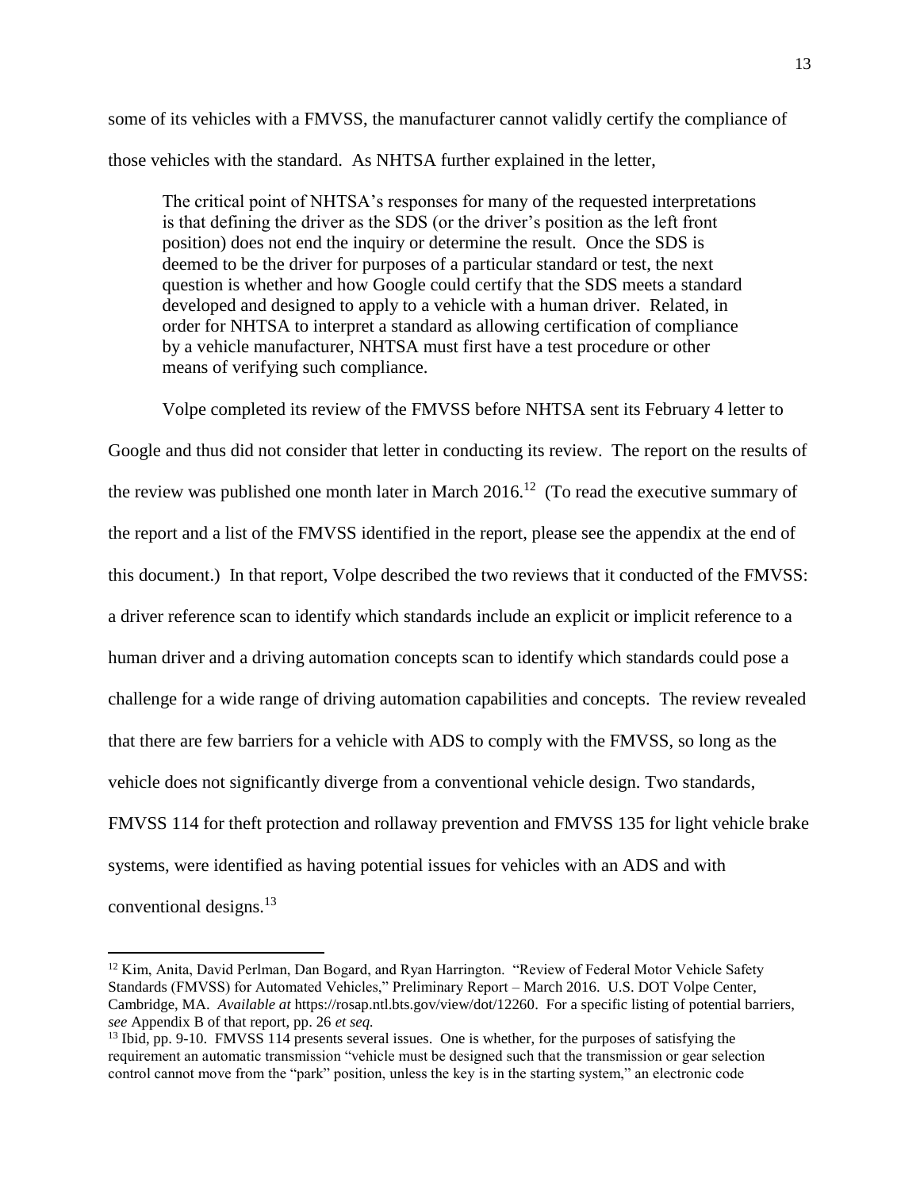some of its vehicles with a FMVSS, the manufacturer cannot validly certify the compliance of those vehicles with the standard. As NHTSA further explained in the letter,

> The critical point of NHTSA's responses for many of the requested interpretations is that defining the driver as the SDS (or the driver's position as the left front position) does not end the inquiry or determine the result. Once the SDS is deemed to be the driver for purposes of a particular standard or test, the next question is whether and how Google could certify that the SDS meets a standard developed and designed to apply to a vehicle with a human driver. Related, in order for NHTSA to interpret a standard as allowing certification of compliance by a vehicle manufacturer, NHTSA must first have a test procedure or other means of verifying such compliance.

Volpe completed its review of the FMVSS before NHTSA sent its February 4 letter to Google and thus did not consider that letter in conducting its review. The report on the results of the review was published one month later in March 2016.[12] (To read the executive summary of the report and a list of the FMVSS identified in the report, please see the appendix at the end of this document.) In that report, Volpe described the two reviews that it conducted of the FMVSS: a driver reference scan to identify which standards include an explicit or implicit reference to a human driver and a driving automation concepts scan to identify which standards could pose a challenge for a wide range of driving automation capabilities and concepts. The review revealed that there are few barriers for a vehicle with ADS to comply with the FMVSS, so long as the vehicle does not significantly diverge from a conventional vehicle design. Two standards, FMVSS 114 for theft protection and rollaway prevention and FMVSS 135 for light vehicle brake systems, were identified as having potential issues for vehicles with an ADS and with conventional designs.[13]

---

[12] Kim, Anita, David Perlman, Dan Bogard, and Ryan Harrington. "Review of Federal Motor Vehicle Safety Standards (FMVSS) for Automated Vehicles," Preliminary Report – March 2016. U.S. DOT Volpe Center, Cambridge, MA. *Available at* https://rosap.ntl.bts.gov/view/dot/12260. For a specific listing of potential barriers, *see* Appendix B of that report, pp. 26 *et seq.*

[13] Ibid, pp. 9-10. FMVSS 114 presents several issues. One is whether, for the purposes of satisfying the requirement an automatic transmission "vehicle must be designed such that the transmission or gear selection control cannot move from the "park" position, unless the key is in the starting system," an electronic code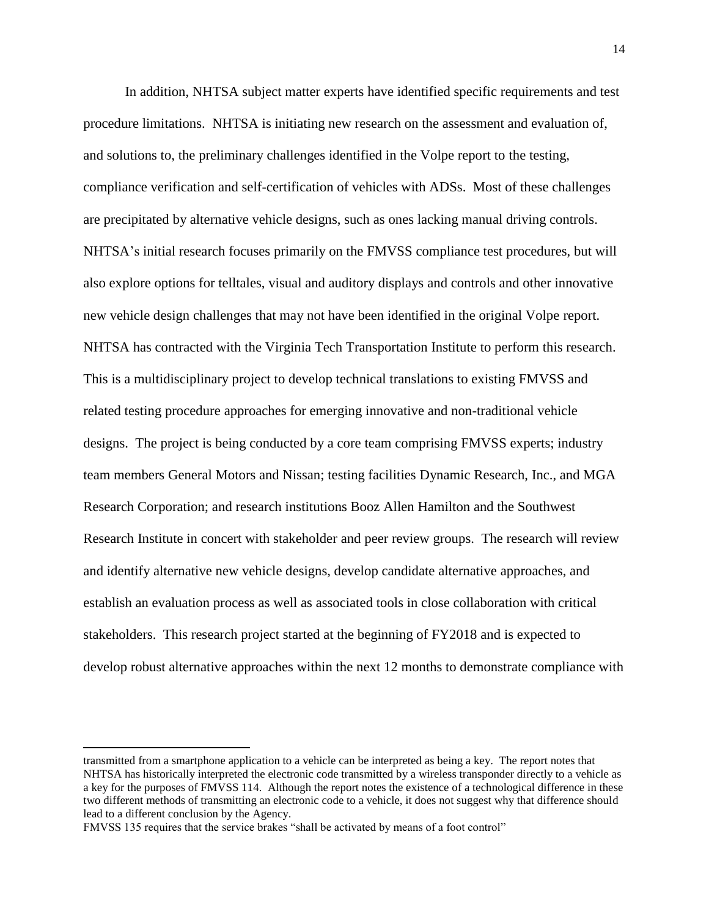In addition, NHTSA subject matter experts have identified specific requirements and test procedure limitations. NHTSA is initiating new research on the assessment and evaluation of, and solutions to, the preliminary challenges identified in the Volpe report to the testing, compliance verification and self-certification of vehicles with ADSs. Most of these challenges are precipitated by alternative vehicle designs, such as ones lacking manual driving controls. NHTSA's initial research focuses primarily on the FMVSS compliance test procedures, but will also explore options for telltales, visual and auditory displays and controls and other innovative new vehicle design challenges that may not have been identified in the original Volpe report. NHTSA has contracted with the Virginia Tech Transportation Institute to perform this research. This is a multidisciplinary project to develop technical translations to existing FMVSS and related testing procedure approaches for emerging innovative and non-traditional vehicle designs. The project is being conducted by a core team comprising FMVSS experts; industry team members General Motors and Nissan; testing facilities Dynamic Research, Inc., and MGA Research Corporation; and research institutions Booz Allen Hamilton and the Southwest Research Institute in concert with stakeholder and peer review groups. The research will review and identify alternative new vehicle designs, develop candidate alternative approaches, and establish an evaluation process as well as associated tools in close collaboration with critical stakeholders. This research project started at the beginning of FY2018 and is expected to develop robust alternative approaches within the next 12 months to demonstrate compliance with

---

transmitted from a smartphone application to a vehicle can be interpreted as being a key. The report notes that NHTSA has historically interpreted the electronic code transmitted by a wireless transponder directly to a vehicle as a key for the purposes of FMVSS 114. Although the report notes the existence of a technological difference in these two different methods of transmitting an electronic code to a vehicle, it does not suggest why that difference should lead to a different conclusion by the Agency.

FMVSS 135 requires that the service brakes "shall be activated by means of a foot control"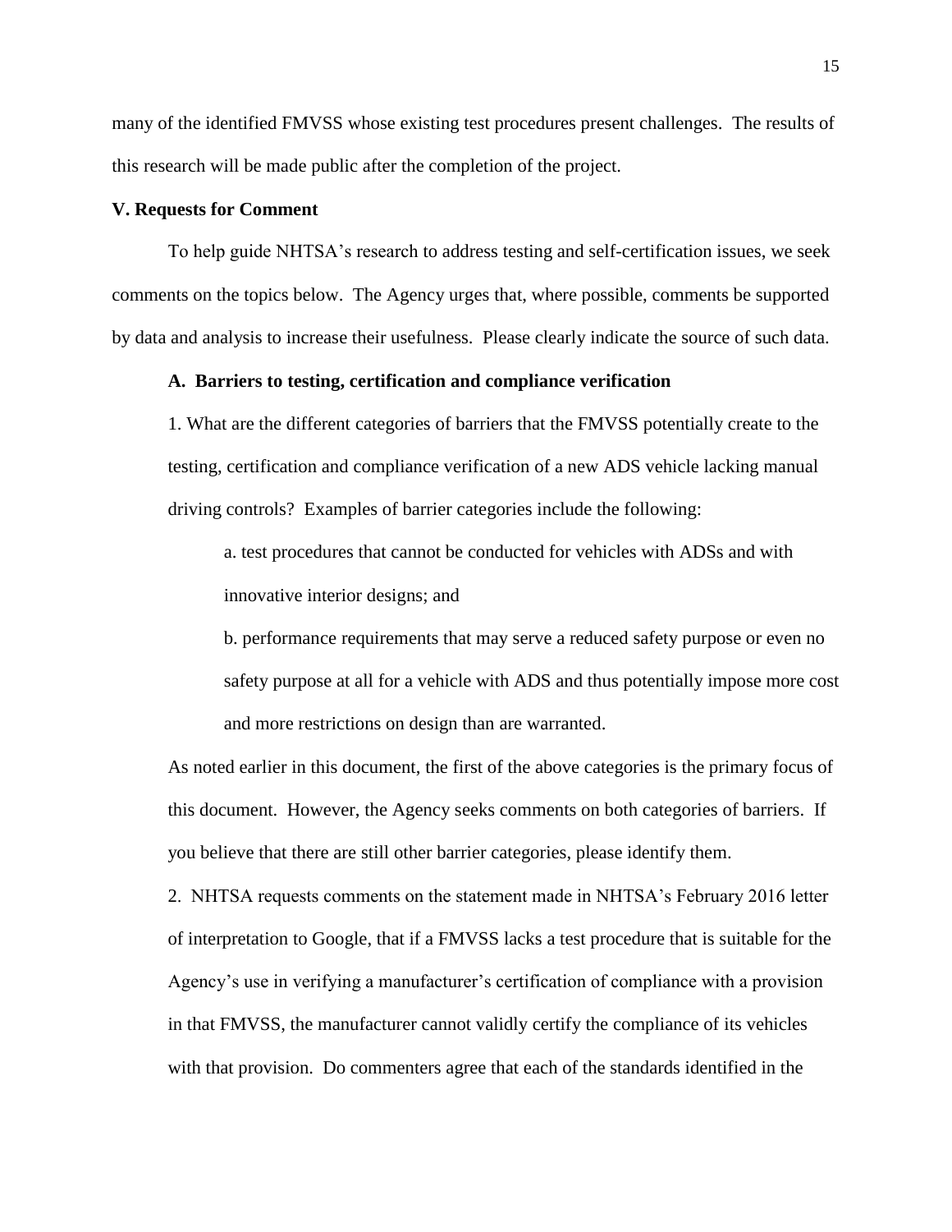many of the identified FMVSS whose existing test procedures present challenges. The results of this research will be made public after the completion of the project.

## V. Requests for Comment

To help guide NHTSA's research to address testing and self-certification issues, we seek comments on the topics below. The Agency urges that, where possible, comments be supported by data and analysis to increase their usefulness. Please clearly indicate the source of such data.

### A. Barriers to testing, certification and compliance verification

1. What are the different categories of barriers that the FMVSS potentially create to the testing, certification and compliance verification of a new ADS vehicle lacking manual driving controls? Examples of barrier categories include the following:

   a. test procedures that cannot be conducted for vehicles with ADSs and with innovative interior designs; and

   b. performance requirements that may serve a reduced safety purpose or even no safety purpose at all for a vehicle with ADS and thus potentially impose more cost and more restrictions on design than are warranted.

   As noted earlier in this document, the first of the above categories is the primary focus of this document. However, the Agency seeks comments on both categories of barriers. If you believe that there are still other barrier categories, please identify them.

2. NHTSA requests comments on the statement made in NHTSA's February 2016 letter of interpretation to Google, that if a FMVSS lacks a test procedure that is suitable for the Agency's use in verifying a manufacturer's certification of compliance with a provision in that FMVSS, the manufacturer cannot validly certify the compliance of its vehicles with that provision. Do commenters agree that each of the standards identified in the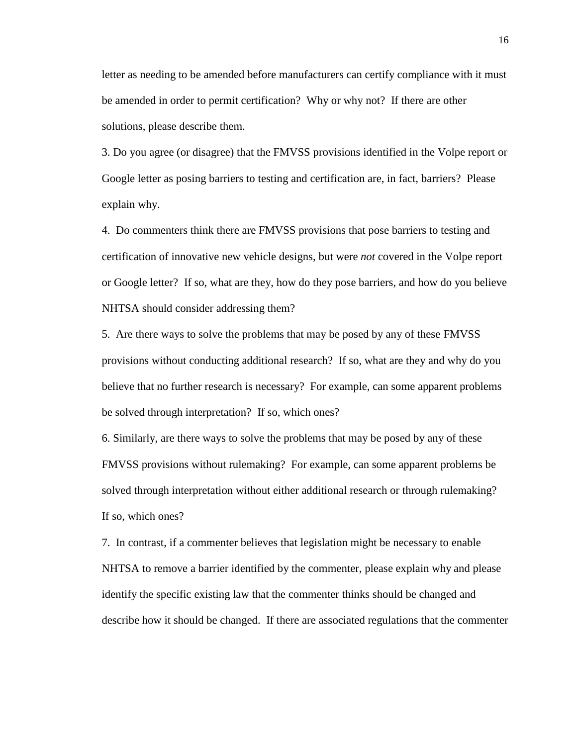letter as needing to be amended before manufacturers can certify compliance with it must be amended in order to permit certification? Why or why not? If there are other solutions, please describe them.

3. Do you agree (or disagree) that the FMVSS provisions identified in the Volpe report or Google letter as posing barriers to testing and certification are, in fact, barriers? Please explain why.

4. Do commenters think there are FMVSS provisions that pose barriers to testing and certification of innovative new vehicle designs, but were *not* covered in the Volpe report or Google letter? If so, what are they, how do they pose barriers, and how do you believe NHTSA should consider addressing them?

5. Are there ways to solve the problems that may be posed by any of these FMVSS provisions without conducting additional research? If so, what are they and why do you believe that no further research is necessary? For example, can some apparent problems be solved through interpretation? If so, which ones?

6. Similarly, are there ways to solve the problems that may be posed by any of these FMVSS provisions without rulemaking? For example, can some apparent problems be solved through interpretation without either additional research or through rulemaking? If so, which ones?

7. In contrast, if a commenter believes that legislation might be necessary to enable NHTSA to remove a barrier identified by the commenter, please explain why and please identify the specific existing law that the commenter thinks should be changed and describe how it should be changed. If there are associated regulations that the commenter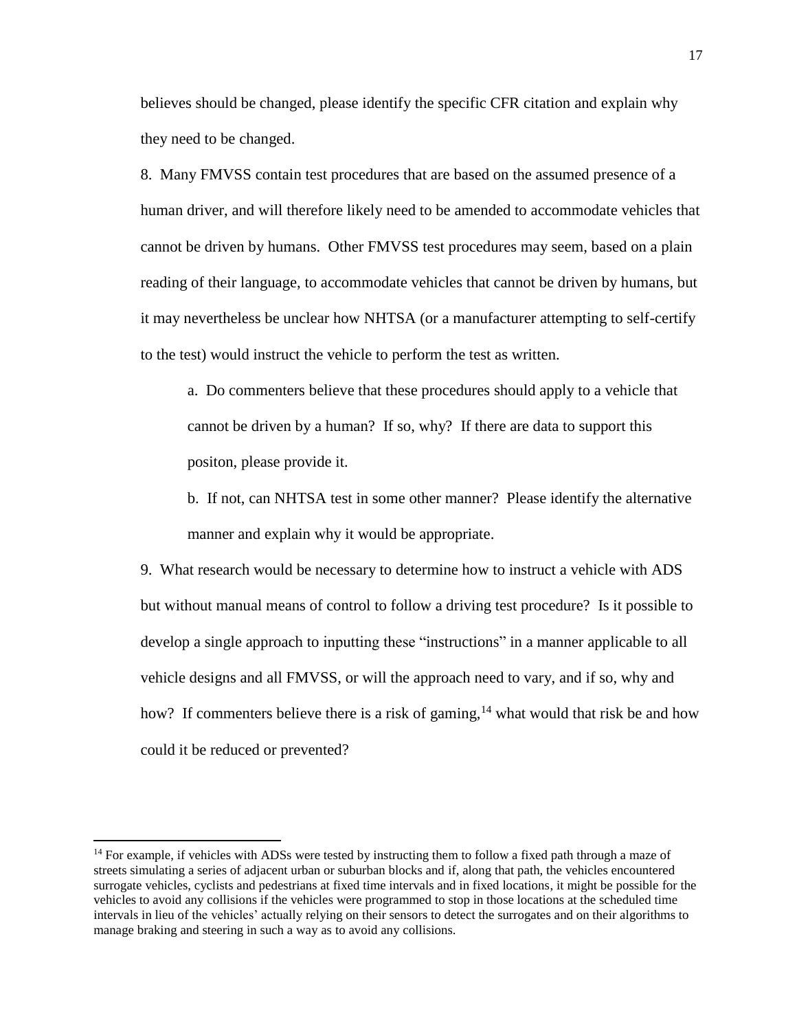believes should be changed, please identify the specific CFR citation and explain why they need to be changed.

8. Many FMVSS contain test procedures that are based on the assumed presence of a human driver, and will therefore likely need to be amended to accommodate vehicles that cannot be driven by humans. Other FMVSS test procedures may seem, based on a plain reading of their language, to accommodate vehicles that cannot be driven by humans, but it may nevertheless be unclear how NHTSA (or a manufacturer attempting to self-certify to the test) would instruct the vehicle to perform the test as written.

   a. Do commenters believe that these procedures should apply to a vehicle that cannot be driven by a human? If so, why? If there are data to support this positon, please provide it.

   b. If not, can NHTSA test in some other manner? Please identify the alternative manner and explain why it would be appropriate.

9. What research would be necessary to determine how to instruct a vehicle with ADS but without manual means of control to follow a driving test procedure? Is it possible to develop a single approach to inputting these "instructions" in a manner applicable to all vehicle designs and all FMVSS, or will the approach need to vary, and if so, why and how? If commenters believe there is a risk of gaming,[14] what would that risk be and how could it be reduced or prevented?

---

[14] For example, if vehicles with ADSs were tested by instructing them to follow a fixed path through a maze of streets simulating a series of adjacent urban or suburban blocks and if, along that path, the vehicles encountered surrogate vehicles, cyclists and pedestrians at fixed time intervals and in fixed locations, it might be possible for the vehicles to avoid any collisions if the vehicles were programmed to stop in those locations at the scheduled time intervals in lieu of the vehicles' actually relying on their sensors to detect the surrogates and on their algorithms to manage braking and steering in such a way as to avoid any collisions.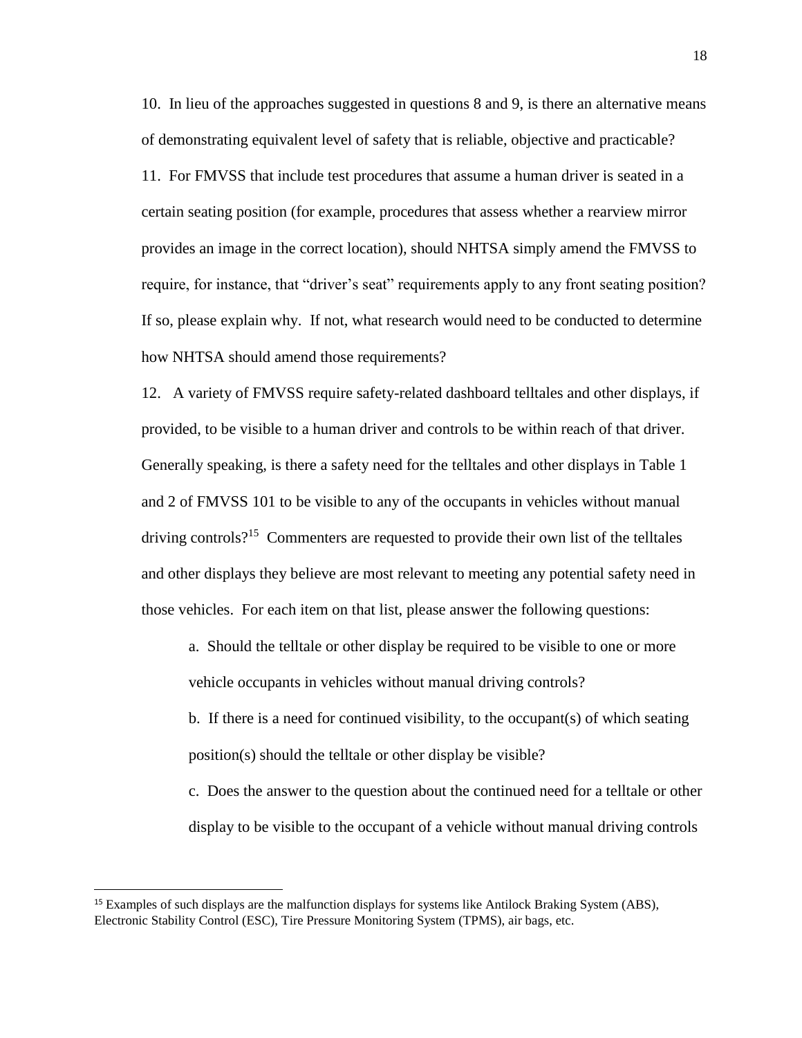10. In lieu of the approaches suggested in questions 8 and 9, is there an alternative means of demonstrating equivalent level of safety that is reliable, objective and practicable?

11. For FMVSS that include test procedures that assume a human driver is seated in a certain seating position (for example, procedures that assess whether a rearview mirror provides an image in the correct location), should NHTSA simply amend the FMVSS to require, for instance, that "driver's seat" requirements apply to any front seating position? If so, please explain why. If not, what research would need to be conducted to determine how NHTSA should amend those requirements?

12. A variety of FMVSS require safety-related dashboard telltales and other displays, if provided, to be visible to a human driver and controls to be within reach of that driver. Generally speaking, is there a safety need for the telltales and other displays in Table 1 and 2 of FMVSS 101 to be visible to any of the occupants in vehicles without manual driving controls?[15] Commenters are requested to provide their own list of the telltales and other displays they believe are most relevant to meeting any potential safety need in those vehicles. For each item on that list, please answer the following questions:

   a. Should the telltale or other display be required to be visible to one or more vehicle occupants in vehicles without manual driving controls?

   b. If there is a need for continued visibility, to the occupant(s) of which seating position(s) should the telltale or other display be visible?

   c. Does the answer to the question about the continued need for a telltale or other display to be visible to the occupant of a vehicle without manual driving controls

[15] Examples of such displays are the malfunction displays for systems like Antilock Braking System (ABS), Electronic Stability Control (ESC), Tire Pressure Monitoring System (TPMS), air bags, etc.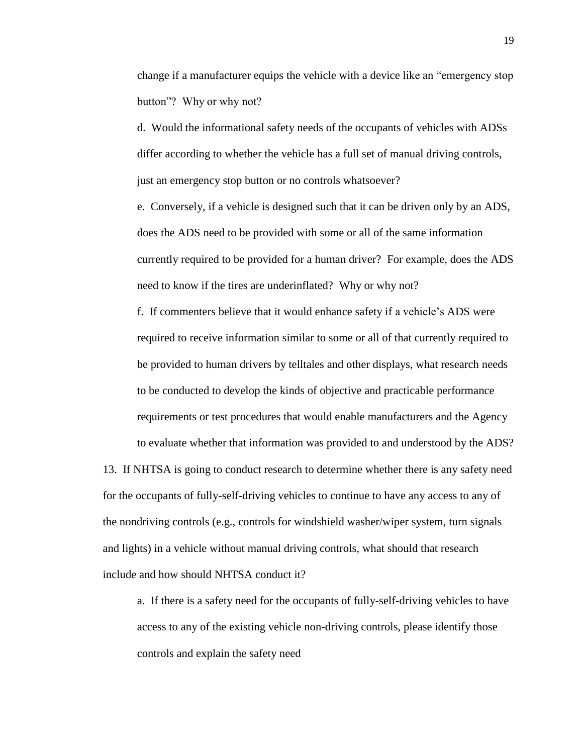change if a manufacturer equips the vehicle with a device like an "emergency stop button"? Why or why not?

d. Would the informational safety needs of the occupants of vehicles with ADSs differ according to whether the vehicle has a full set of manual driving controls, just an emergency stop button or no controls whatsoever?

e. Conversely, if a vehicle is designed such that it can be driven only by an ADS, does the ADS need to be provided with some or all of the same information currently required to be provided for a human driver? For example, does the ADS need to know if the tires are underinflated? Why or why not?

f. If commenters believe that it would enhance safety if a vehicle's ADS were required to receive information similar to some or all of that currently required to be provided to human drivers by telltales and other displays, what research needs to be conducted to develop the kinds of objective and practicable performance requirements or test procedures that would enable manufacturers and the Agency to evaluate whether that information was provided to and understood by the ADS?

13. If NHTSA is going to conduct research to determine whether there is any safety need for the occupants of fully-self-driving vehicles to continue to have any access to any of the nondriving controls (e.g., controls for windshield washer/wiper system, turn signals and lights) in a vehicle without manual driving controls, what should that research include and how should NHTSA conduct it?

a. If there is a safety need for the occupants of fully-self-driving vehicles to have access to any of the existing vehicle non-driving controls, please identify those controls and explain the safety need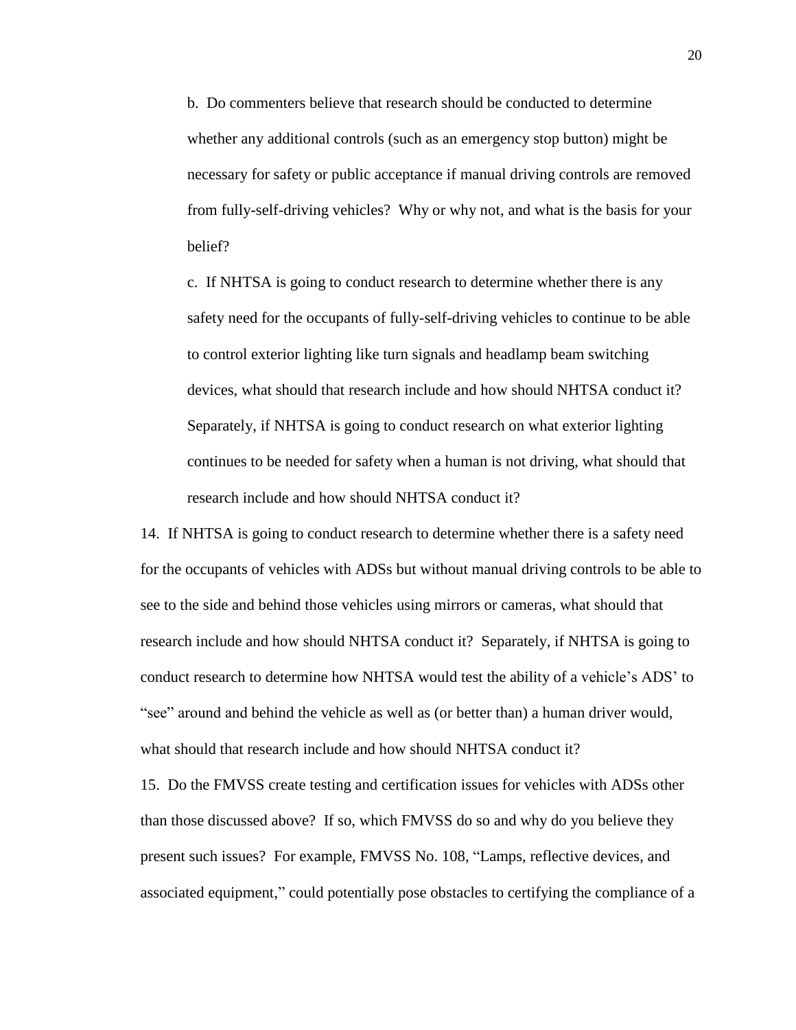b. Do commenters believe that research should be conducted to determine whether any additional controls (such as an emergency stop button) might be necessary for safety or public acceptance if manual driving controls are removed from fully-self-driving vehicles? Why or why not, and what is the basis for your belief?

c. If NHTSA is going to conduct research to determine whether there is any safety need for the occupants of fully-self-driving vehicles to continue to be able to control exterior lighting like turn signals and headlamp beam switching devices, what should that research include and how should NHTSA conduct it? Separately, if NHTSA is going to conduct research on what exterior lighting continues to be needed for safety when a human is not driving, what should that research include and how should NHTSA conduct it?

14. If NHTSA is going to conduct research to determine whether there is a safety need for the occupants of vehicles with ADSs but without manual driving controls to be able to see to the side and behind those vehicles using mirrors or cameras, what should that research include and how should NHTSA conduct it? Separately, if NHTSA is going to conduct research to determine how NHTSA would test the ability of a vehicle's ADS' to "see" around and behind the vehicle as well as (or better than) a human driver would, what should that research include and how should NHTSA conduct it?

15. Do the FMVSS create testing and certification issues for vehicles with ADSs other than those discussed above? If so, which FMVSS do so and why do you believe they present such issues? For example, FMVSS No. 108, "Lamps, reflective devices, and associated equipment," could potentially pose obstacles to certifying the compliance of a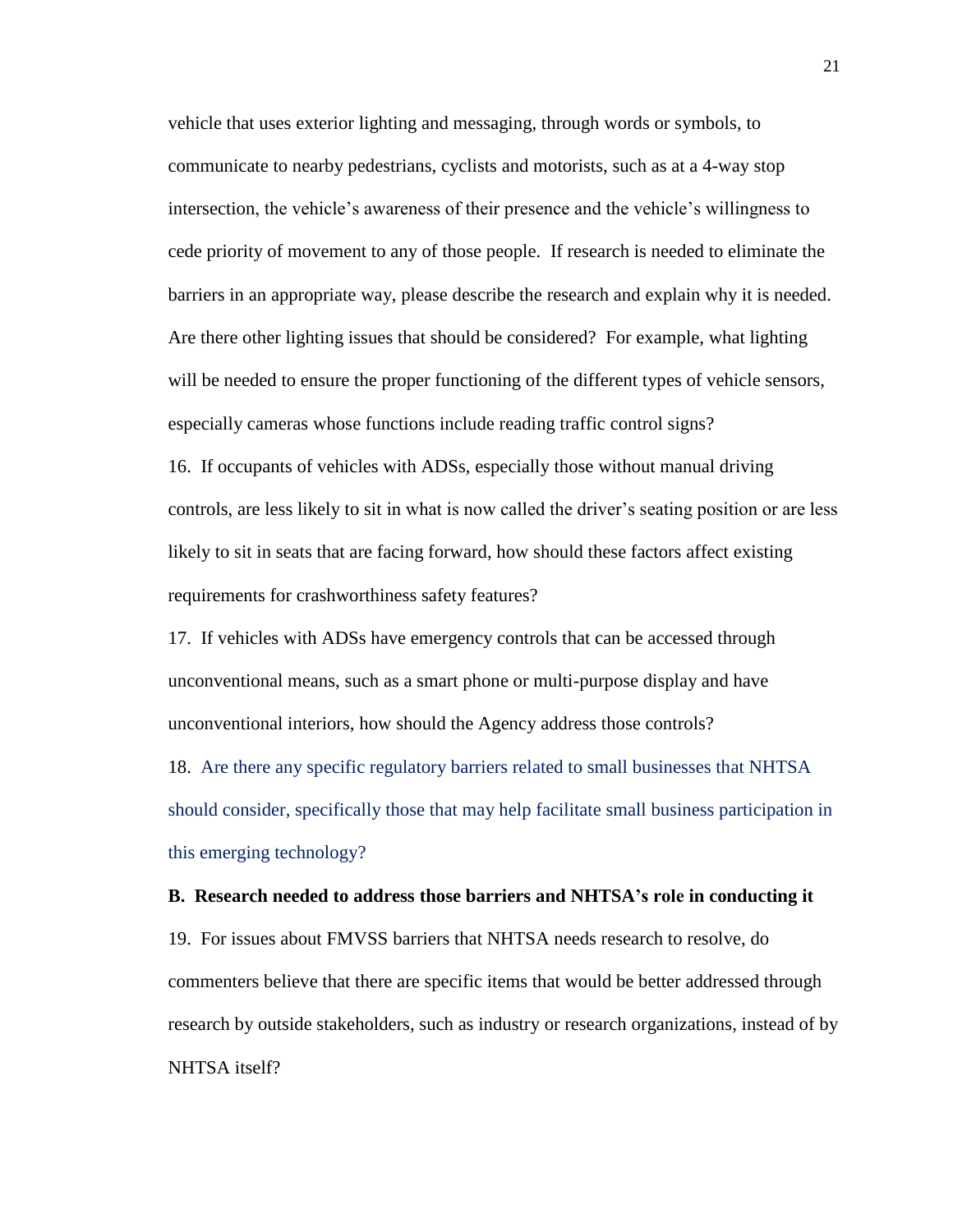vehicle that uses exterior lighting and messaging, through words or symbols, to communicate to nearby pedestrians, cyclists and motorists, such as at a 4-way stop intersection, the vehicle's awareness of their presence and the vehicle's willingness to cede priority of movement to any of those people. If research is needed to eliminate the barriers in an appropriate way, please describe the research and explain why it is needed. Are there other lighting issues that should be considered? For example, what lighting will be needed to ensure the proper functioning of the different types of vehicle sensors, especially cameras whose functions include reading traffic control signs?

16. If occupants of vehicles with ADSs, especially those without manual driving controls, are less likely to sit in what is now called the driver's seating position or are less likely to sit in seats that are facing forward, how should these factors affect existing requirements for crashworthiness safety features?

17. If vehicles with ADSs have emergency controls that can be accessed through unconventional means, such as a smart phone or multi-purpose display and have unconventional interiors, how should the Agency address those controls?

18. Are there any specific regulatory barriers related to small businesses that NHTSA should consider, specifically those that may help facilitate small business participation in this emerging technology?

**B. Research needed to address those barriers and NHTSA's role in conducting it**

19. For issues about FMVSS barriers that NHTSA needs research to resolve, do commenters believe that there are specific items that would be better addressed through research by outside stakeholders, such as industry or research organizations, instead of by NHTSA itself?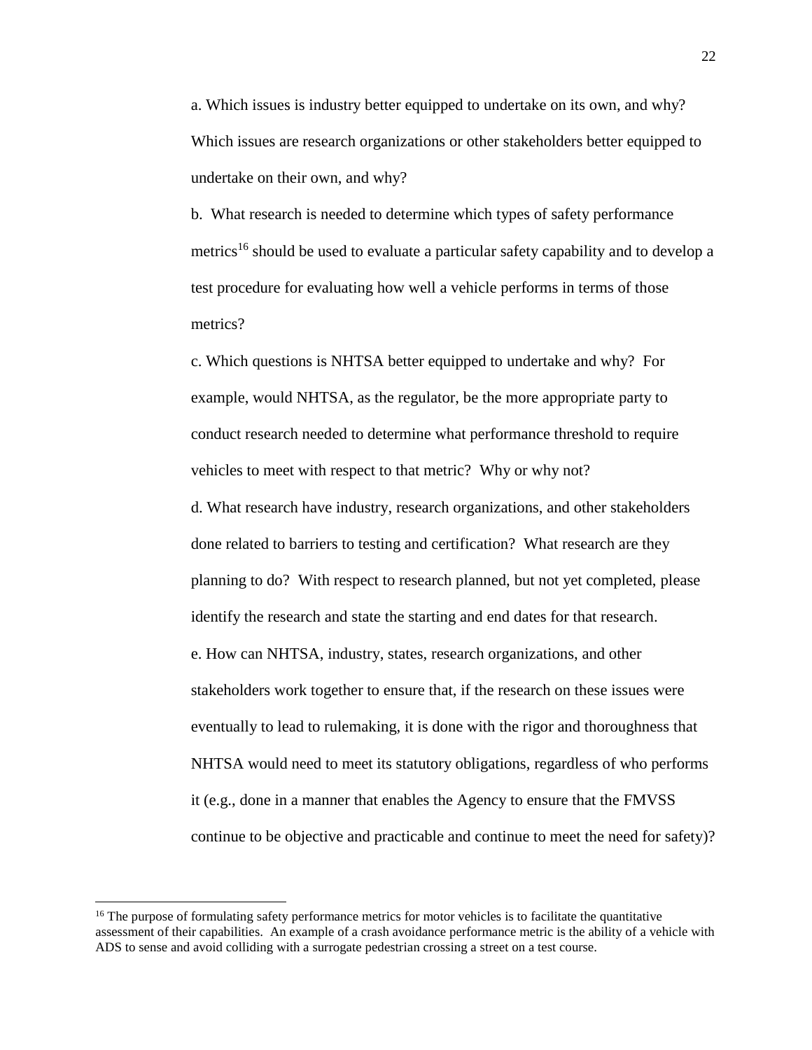a. Which issues is industry better equipped to undertake on its own, and why? Which issues are research organizations or other stakeholders better equipped to undertake on their own, and why?

b. What research is needed to determine which types of safety performance metrics[16] should be used to evaluate a particular safety capability and to develop a test procedure for evaluating how well a vehicle performs in terms of those metrics?

c. Which questions is NHTSA better equipped to undertake and why? For example, would NHTSA, as the regulator, be the more appropriate party to conduct research needed to determine what performance threshold to require vehicles to meet with respect to that metric? Why or why not?

d. What research have industry, research organizations, and other stakeholders done related to barriers to testing and certification? What research are they planning to do? With respect to research planned, but not yet completed, please identify the research and state the starting and end dates for that research.

e. How can NHTSA, industry, states, research organizations, and other stakeholders work together to ensure that, if the research on these issues were eventually to lead to rulemaking, it is done with the rigor and thoroughness that NHTSA would need to meet its statutory obligations, regardless of who performs it (e.g., done in a manner that enables the Agency to ensure that the FMVSS continue to be objective and practicable and continue to meet the need for safety)?

---

[16] The purpose of formulating safety performance metrics for motor vehicles is to facilitate the quantitative assessment of their capabilities. An example of a crash avoidance performance metric is the ability of a vehicle with ADS to sense and avoid colliding with a surrogate pedestrian crossing a street on a test course.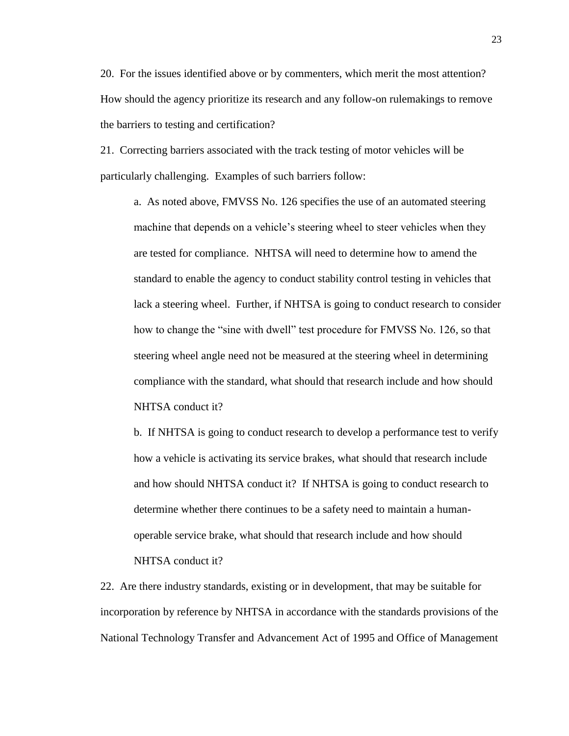20. For the issues identified above or by commenters, which merit the most attention? How should the agency prioritize its research and any follow-on rulemakings to remove the barriers to testing and certification?

21. Correcting barriers associated with the track testing of motor vehicles will be particularly challenging. Examples of such barriers follow:

a. As noted above, FMVSS No. 126 specifies the use of an automated steering machine that depends on a vehicle's steering wheel to steer vehicles when they are tested for compliance. NHTSA will need to determine how to amend the standard to enable the agency to conduct stability control testing in vehicles that lack a steering wheel. Further, if NHTSA is going to conduct research to consider how to change the "sine with dwell" test procedure for FMVSS No. 126, so that steering wheel angle need not be measured at the steering wheel in determining compliance with the standard, what should that research include and how should NHTSA conduct it?

b. If NHTSA is going to conduct research to develop a performance test to verify how a vehicle is activating its service brakes, what should that research include and how should NHTSA conduct it? If NHTSA is going to conduct research to determine whether there continues to be a safety need to maintain a human-operable service brake, what should that research include and how should NHTSA conduct it?

22. Are there industry standards, existing or in development, that may be suitable for incorporation by reference by NHTSA in accordance with the standards provisions of the National Technology Transfer and Advancement Act of 1995 and Office of Management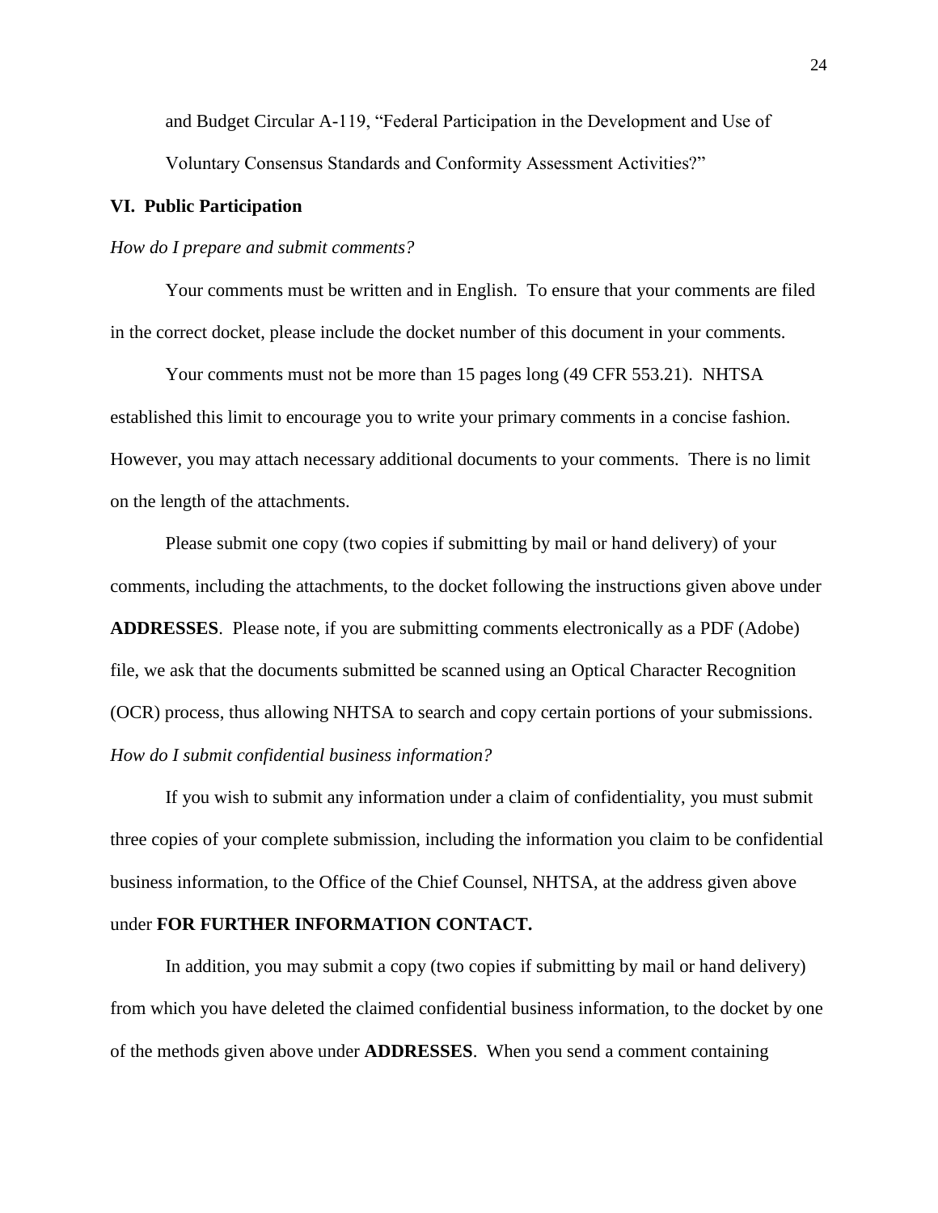and Budget Circular A-119, "Federal Participation in the Development and Use of Voluntary Consensus Standards and Conformity Assessment Activities?"

## VI. Public Participation

*How do I prepare and submit comments?*

Your comments must be written and in English. To ensure that your comments are filed in the correct docket, please include the docket number of this document in your comments.

Your comments must not be more than 15 pages long (49 CFR 553.21). NHTSA established this limit to encourage you to write your primary comments in a concise fashion. However, you may attach necessary additional documents to your comments. There is no limit on the length of the attachments.

Please submit one copy (two copies if submitting by mail or hand delivery) of your comments, including the attachments, to the docket following the instructions given above under **ADDRESSES**. Please note, if you are submitting comments electronically as a PDF (Adobe) file, we ask that the documents submitted be scanned using an Optical Character Recognition (OCR) process, thus allowing NHTSA to search and copy certain portions of your submissions.

*How do I submit confidential business information?*

If you wish to submit any information under a claim of confidentiality, you must submit three copies of your complete submission, including the information you claim to be confidential business information, to the Office of the Chief Counsel, NHTSA, at the address given above under **FOR FURTHER INFORMATION CONTACT.**

In addition, you may submit a copy (two copies if submitting by mail or hand delivery) from which you have deleted the claimed confidential business information, to the docket by one of the methods given above under **ADDRESSES**. When you send a comment containing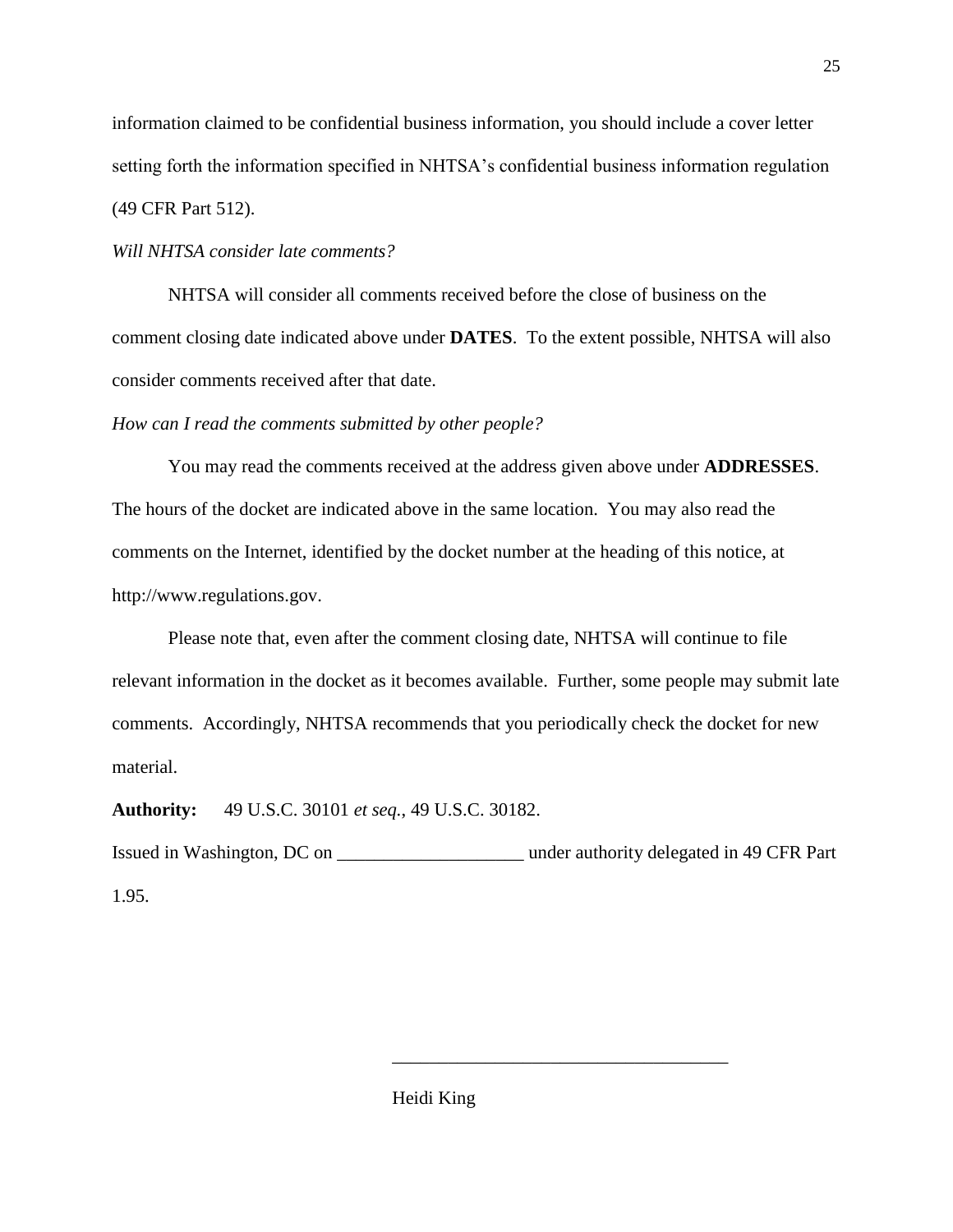information claimed to be confidential business information, you should include a cover letter setting forth the information specified in NHTSA's confidential business information regulation (49 CFR Part 512).

*Will NHTSA consider late comments?*

NHTSA will consider all comments received before the close of business on the comment closing date indicated above under **DATES**. To the extent possible, NHTSA will also consider comments received after that date.

*How can I read the comments submitted by other people?*

You may read the comments received at the address given above under **ADDRESSES**. The hours of the docket are indicated above in the same location. You may also read the comments on the Internet, identified by the docket number at the heading of this notice, at http://www.regulations.gov.

Please note that, even after the comment closing date, NHTSA will continue to file relevant information in the docket as it becomes available. Further, some people may submit late comments. Accordingly, NHTSA recommends that you periodically check the docket for new material.

**Authority:** 49 U.S.C. 30101 *et seq.*, 49 U.S.C. 30182.

Issued in Washington, DC on ____________________ under authority delegated in 49 CFR Part 1.95.

____________________________________

Heidi King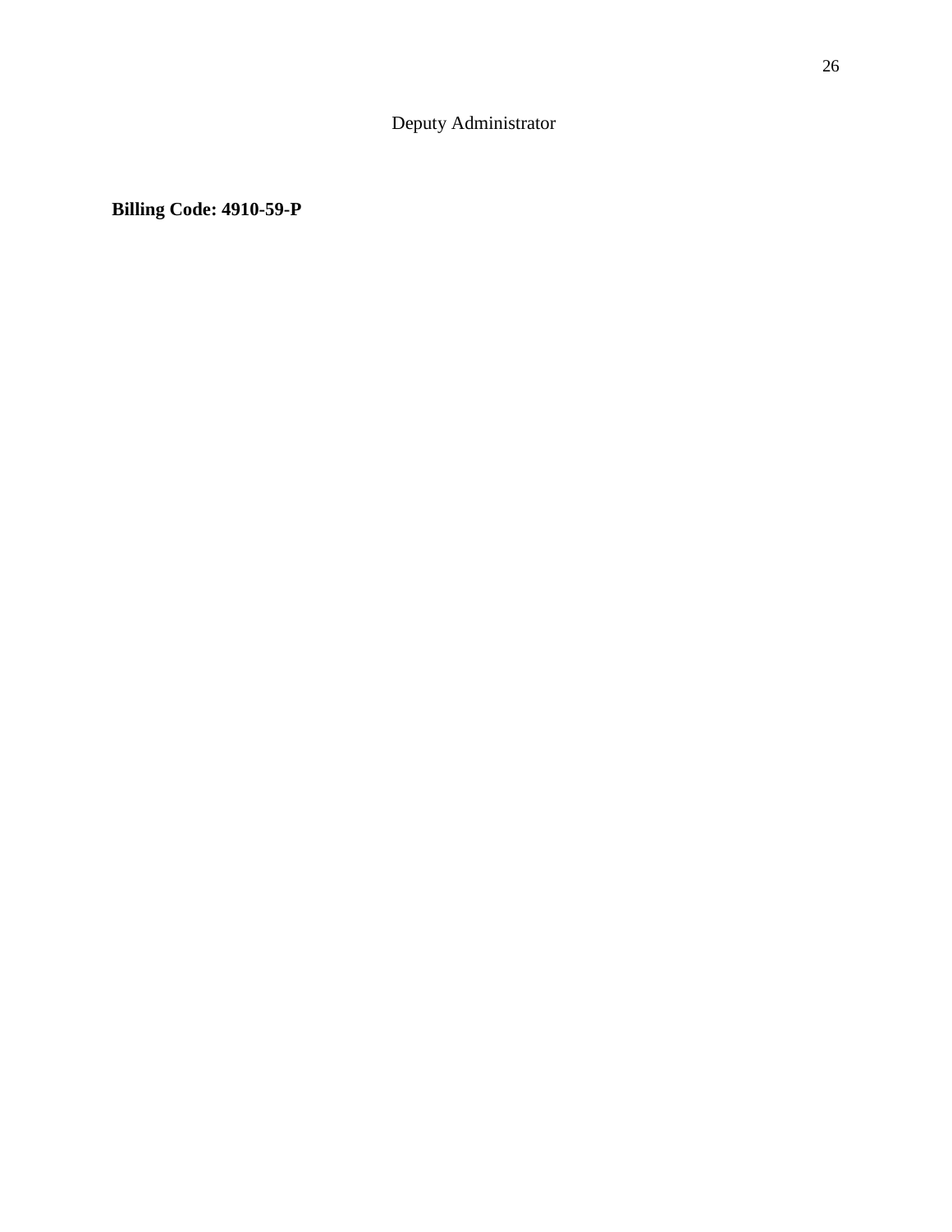Deputy Administrator

**Billing Code: 4910-59-P**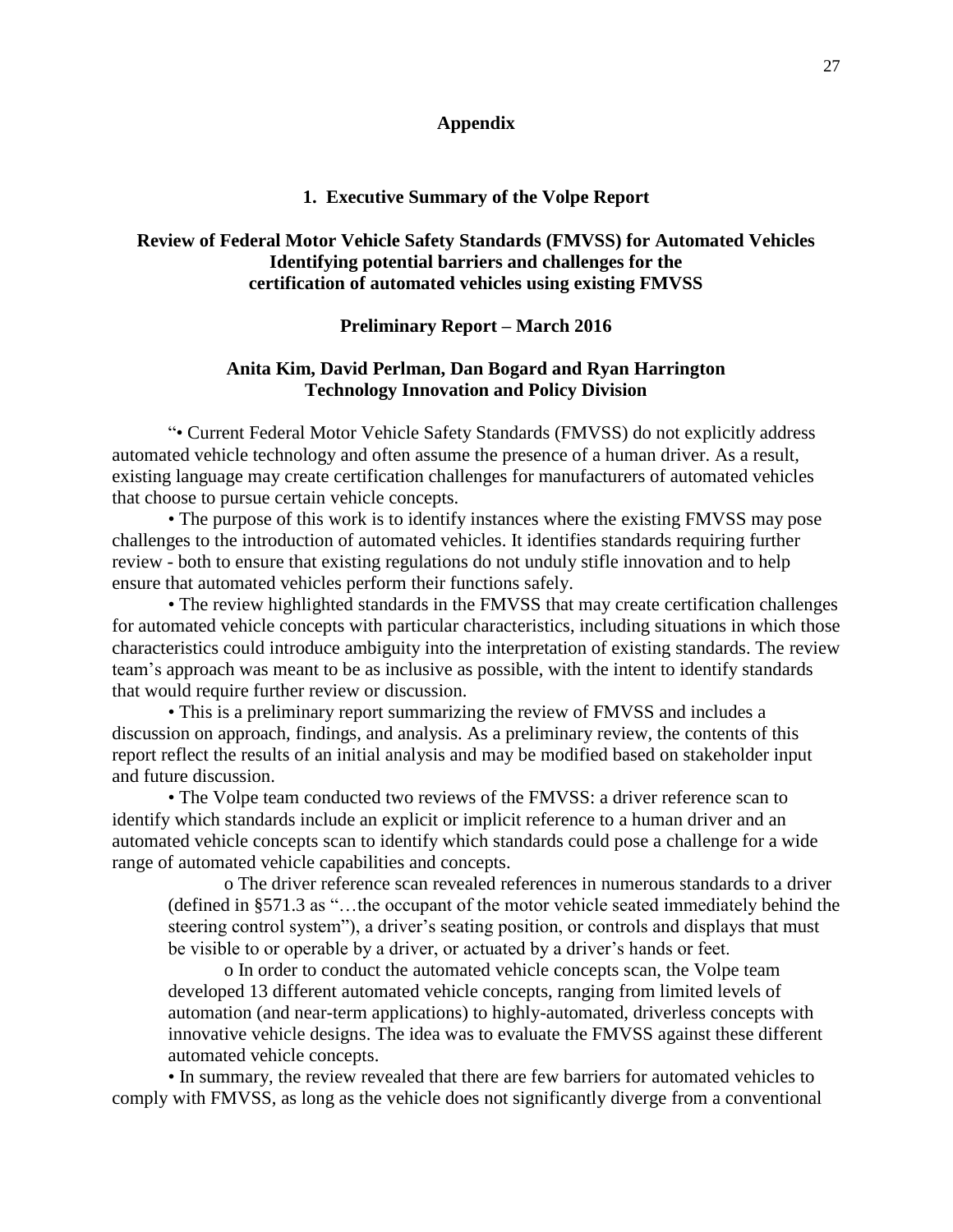# Appendix

## 1. Executive Summary of the Volpe Report

### Review of Federal Motor Vehicle Safety Standards (FMVSS) for Automated Vehicles Identifying potential barriers and challenges for the certification of automated vehicles using existing FMVSS

**Preliminary Report – March 2016**

**Anita Kim, David Perlman, Dan Bogard and Ryan Harrington**
**Technology Innovation and Policy Division**

"• Current Federal Motor Vehicle Safety Standards (FMVSS) do not explicitly address automated vehicle technology and often assume the presence of a human driver. As a result, existing language may create certification challenges for manufacturers of automated vehicles that choose to pursue certain vehicle concepts.

• The purpose of this work is to identify instances where the existing FMVSS may pose challenges to the introduction of automated vehicles. It identifies standards requiring further review - both to ensure that existing regulations do not unduly stifle innovation and to help ensure that automated vehicles perform their functions safely.

• The review highlighted standards in the FMVSS that may create certification challenges for automated vehicle concepts with particular characteristics, including situations in which those characteristics could introduce ambiguity into the interpretation of existing standards. The review team's approach was meant to be as inclusive as possible, with the intent to identify standards that would require further review or discussion.

• This is a preliminary report summarizing the review of FMVSS and includes a discussion on approach, findings, and analysis. As a preliminary review, the contents of this report reflect the results of an initial analysis and may be modified based on stakeholder input and future discussion.

• The Volpe team conducted two reviews of the FMVSS: a driver reference scan to identify which standards include an explicit or implicit reference to a human driver and an automated vehicle concepts scan to identify which standards could pose a challenge for a wide range of automated vehicle capabilities and concepts.

- o The driver reference scan revealed references in numerous standards to a driver (defined in §571.3 as "…the occupant of the motor vehicle seated immediately behind the steering control system"), a driver's seating position, or controls and displays that must be visible to or operable by a driver, or actuated by a driver's hands or feet.
- o In order to conduct the automated vehicle concepts scan, the Volpe team developed 13 different automated vehicle concepts, ranging from limited levels of automation (and near-term applications) to highly-automated, driverless concepts with innovative vehicle designs. The idea was to evaluate the FMVSS against these different automated vehicle concepts.

• In summary, the review revealed that there are few barriers for automated vehicles to comply with FMVSS, as long as the vehicle does not significantly diverge from a conventional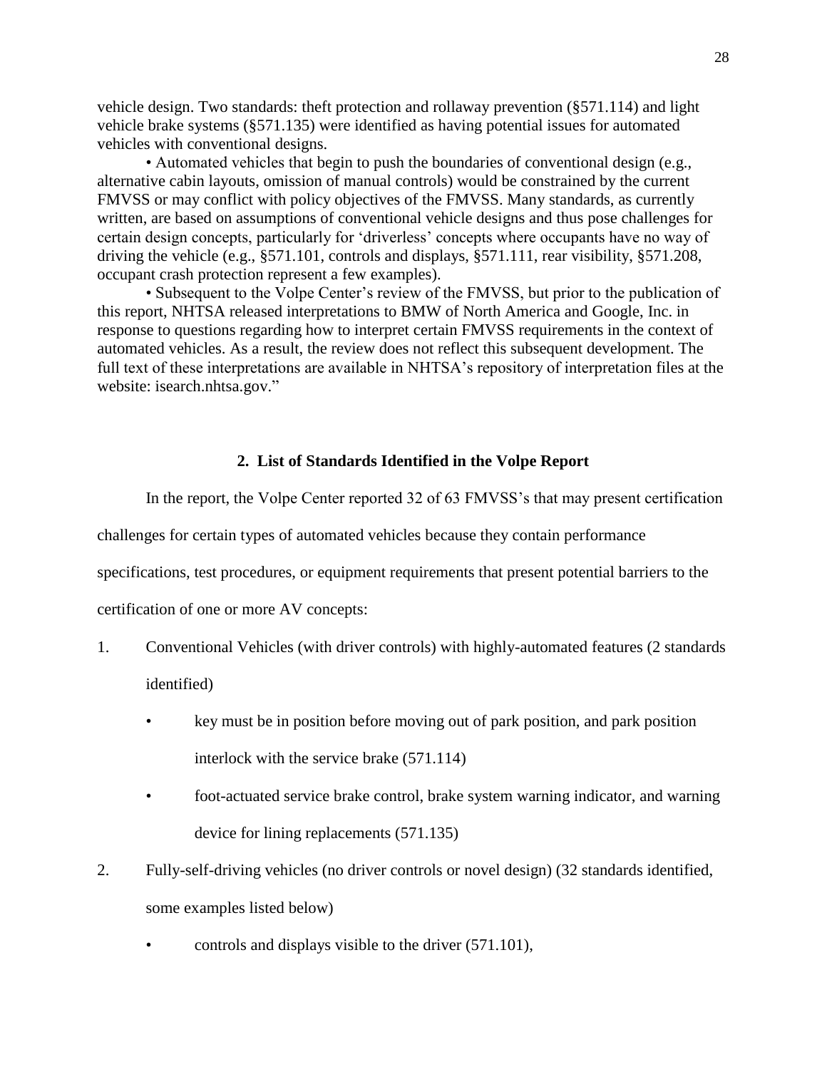vehicle design. Two standards: theft protection and rollaway prevention (§571.114) and light vehicle brake systems (§571.135) were identified as having potential issues for automated vehicles with conventional designs.

• Automated vehicles that begin to push the boundaries of conventional design (e.g., alternative cabin layouts, omission of manual controls) would be constrained by the current FMVSS or may conflict with policy objectives of the FMVSS. Many standards, as currently written, are based on assumptions of conventional vehicle designs and thus pose challenges for certain design concepts, particularly for 'driverless' concepts where occupants have no way of driving the vehicle (e.g., §571.101, controls and displays, §571.111, rear visibility, §571.208, occupant crash protection represent a few examples).

• Subsequent to the Volpe Center's review of the FMVSS, but prior to the publication of this report, NHTSA released interpretations to BMW of North America and Google, Inc. in response to questions regarding how to interpret certain FMVSS requirements in the context of automated vehicles. As a result, the review does not reflect this subsequent development. The full text of these interpretations are available in NHTSA's repository of interpretation files at the website: isearch.nhtsa.gov."

### 2. List of Standards Identified in the Volpe Report

In the report, the Volpe Center reported 32 of 63 FMVSS's that may present certification challenges for certain types of automated vehicles because they contain performance specifications, test procedures, or equipment requirements that present potential barriers to the certification of one or more AV concepts:

1. Conventional Vehicles (with driver controls) with highly-automated features (2 standards identified)
   - key must be in position before moving out of park position, and park position interlock with the service brake (571.114)
   - foot-actuated service brake control, brake system warning indicator, and warning device for lining replacements (571.135)
2. Fully-self-driving vehicles (no driver controls or novel design) (32 standards identified, some examples listed below)
   - controls and displays visible to the driver (571.101),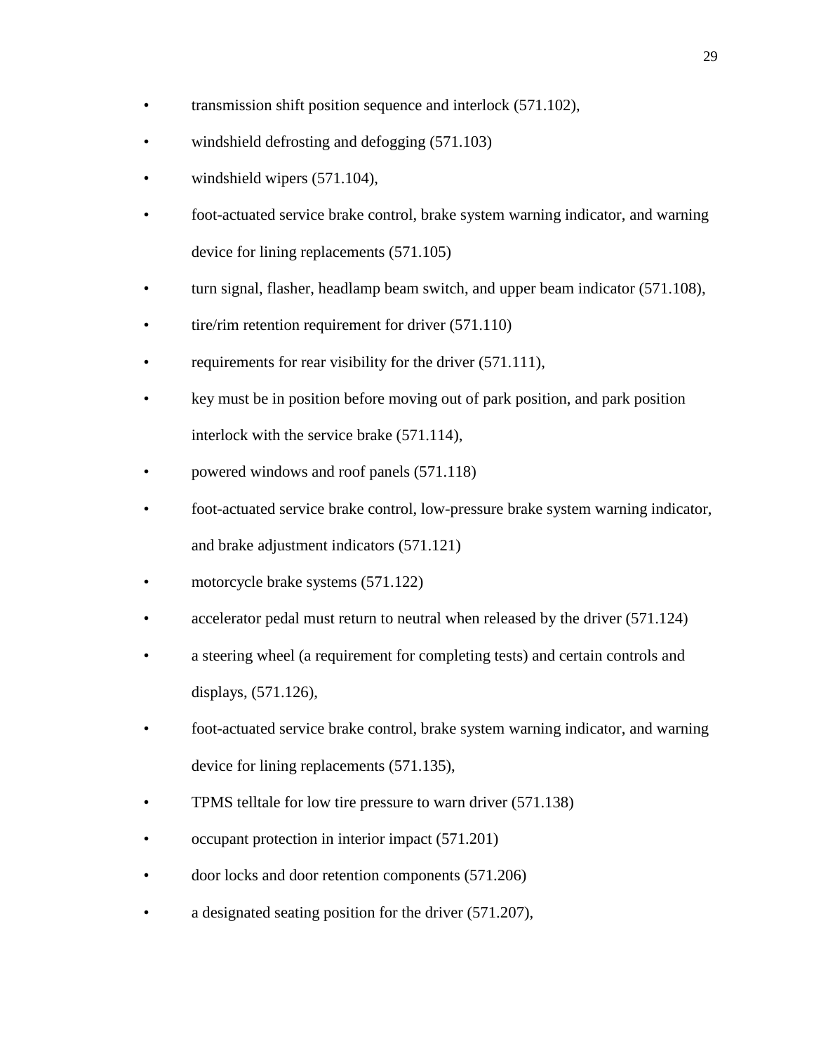- transmission shift position sequence and interlock (571.102),
- windshield defrosting and defogging (571.103)
- windshield wipers (571.104),
- foot-actuated service brake control, brake system warning indicator, and warning device for lining replacements (571.105)
- turn signal, flasher, headlamp beam switch, and upper beam indicator (571.108),
- tire/rim retention requirement for driver (571.110)
- requirements for rear visibility for the driver (571.111),
- key must be in position before moving out of park position, and park position interlock with the service brake (571.114),
- powered windows and roof panels (571.118)
- foot-actuated service brake control, low-pressure brake system warning indicator, and brake adjustment indicators (571.121)
- motorcycle brake systems (571.122)
- accelerator pedal must return to neutral when released by the driver (571.124)
- a steering wheel (a requirement for completing tests) and certain controls and displays, (571.126),
- foot-actuated service brake control, brake system warning indicator, and warning device for lining replacements (571.135),
- TPMS telltale for low tire pressure to warn driver (571.138)
- occupant protection in interior impact (571.201)
- door locks and door retention components (571.206)
- a designated seating position for the driver (571.207),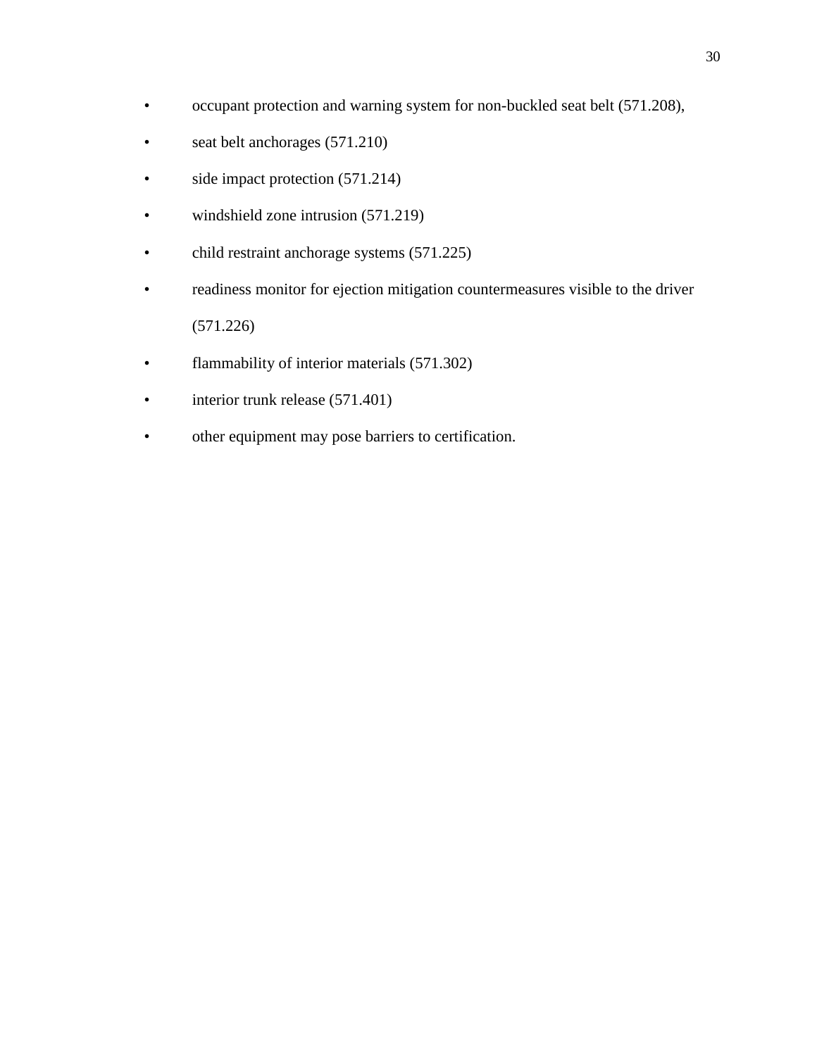- occupant protection and warning system for non-buckled seat belt (571.208),
- seat belt anchorages (571.210)
- side impact protection (571.214)
- windshield zone intrusion (571.219)
- child restraint anchorage systems (571.225)
- readiness monitor for ejection mitigation countermeasures visible to the driver (571.226)
- flammability of interior materials (571.302)
- interior trunk release (571.401)
- other equipment may pose barriers to certification.